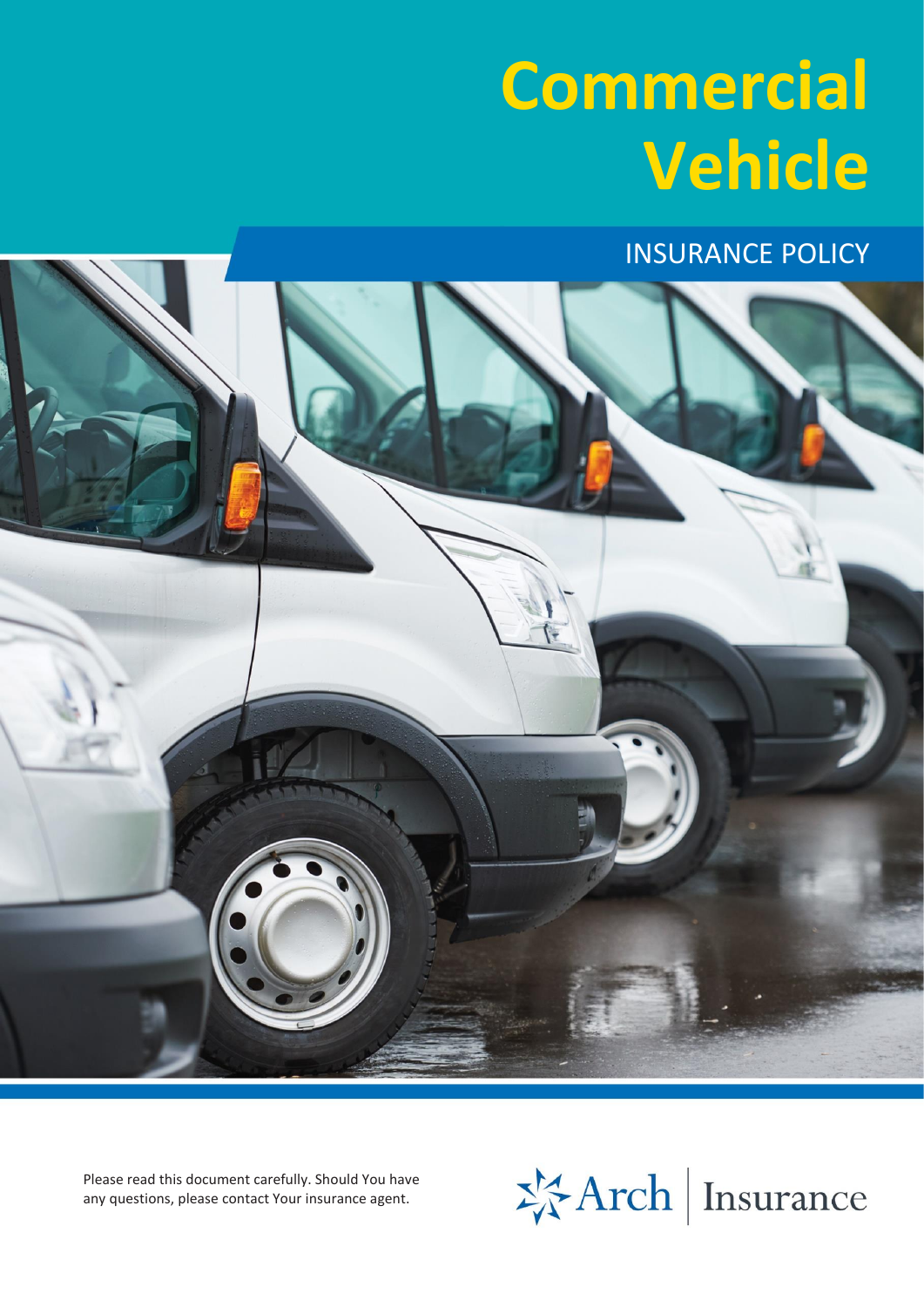# Commercial Vehicle

## INSURANCE POLICY

Please read this document carefully. Should You have any questions, please contact Your insurance agent.

Arch | Insurance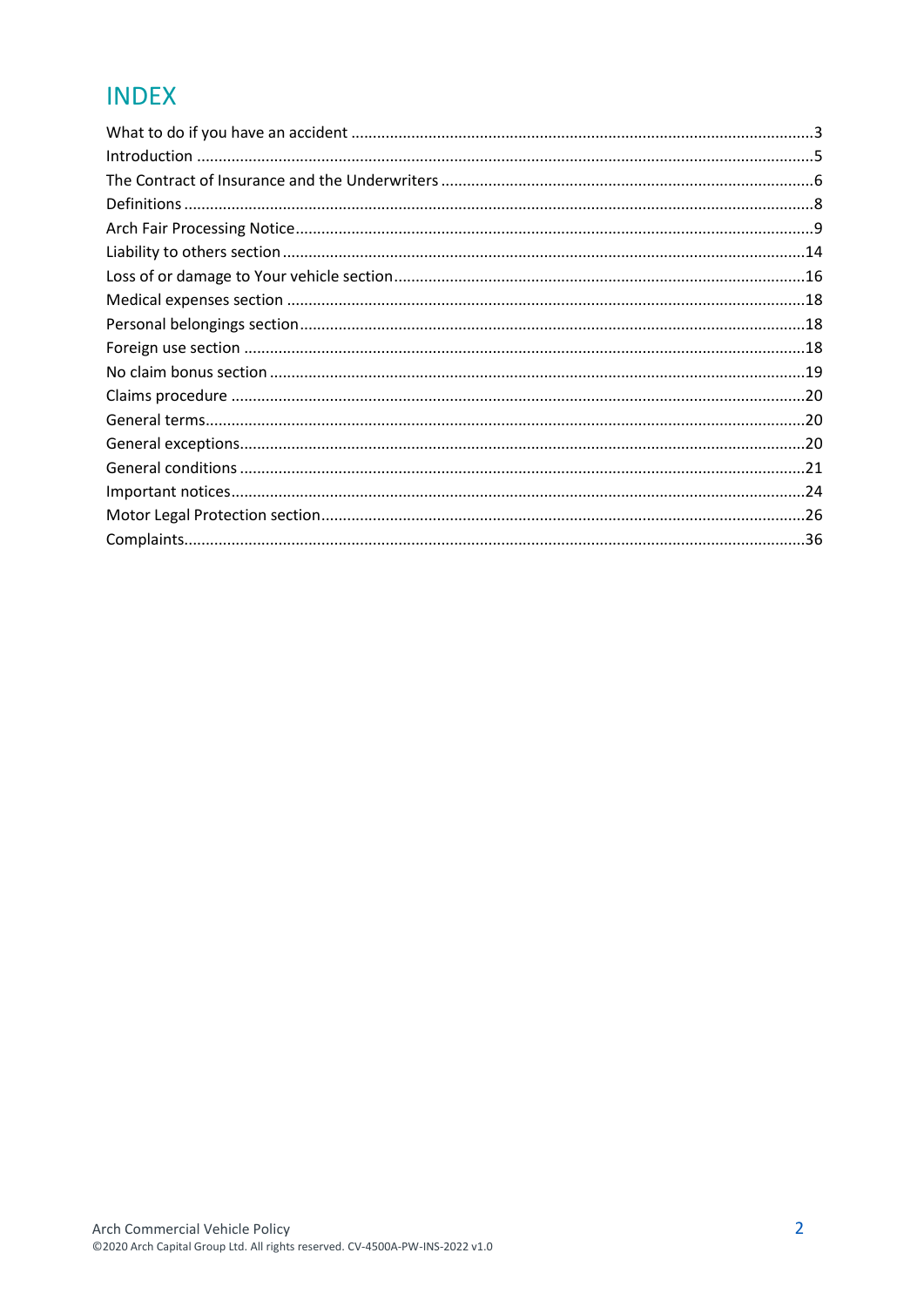# INDEX

What to do if you have an accident ....................................................3
Introduction ....................................................5
The Contract of Insurance and the Underwriters ....................................................6
Definitions ....................................................8
Arch Fair Processing Notice ....................................................9
Liability to others section ....................................................14
Loss of or damage to Your vehicle section ....................................................16
Medical expenses section ....................................................18
Personal belongings section ....................................................18
Foreign use section ....................................................18
No claim bonus section ....................................................19
Claims procedure ....................................................20
General terms ....................................................20
General exceptions ....................................................20
General conditions ....................................................21
Important notices ....................................................24
Motor Legal Protection section ....................................................26
Complaints ....................................................36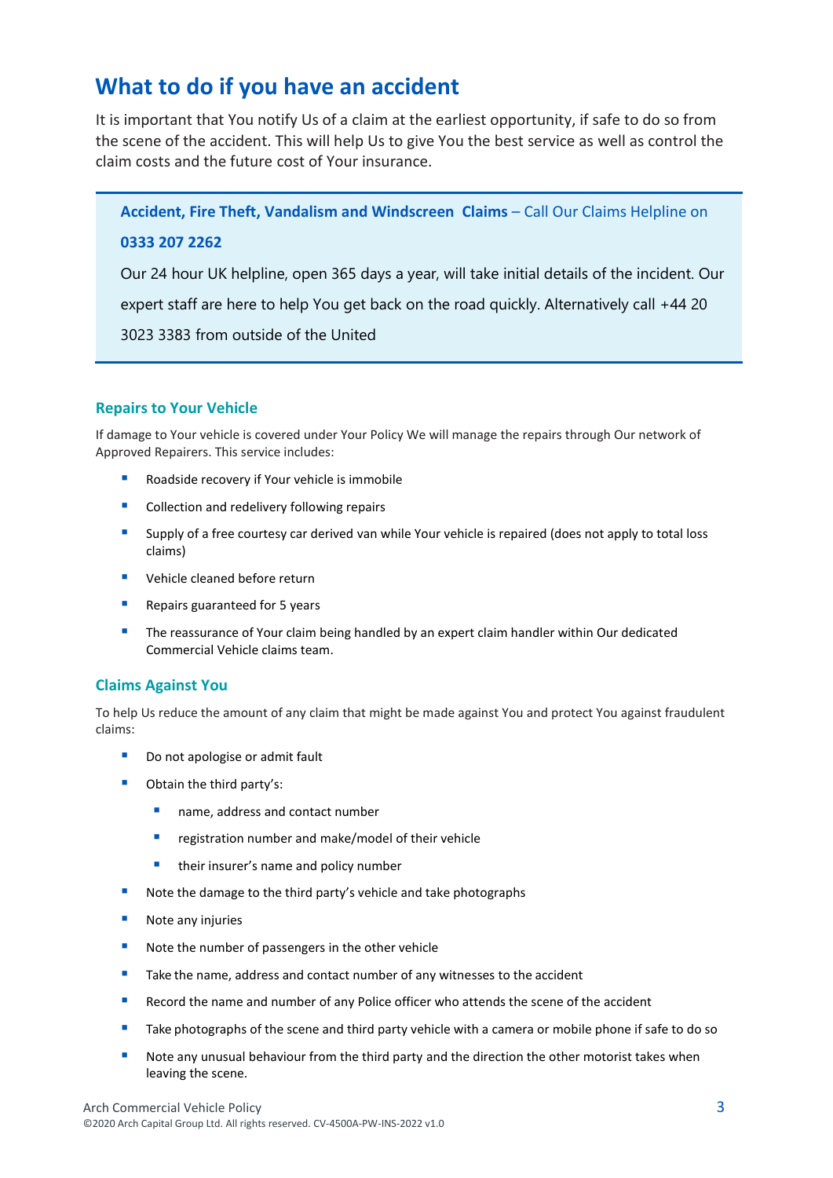# What to do if you have an accident

It is important that You notify Us of a claim at the earliest opportunity, if safe to do so from the scene of the accident. This will help Us to give You the best service as well as control the claim costs and the future cost of Your insurance.

**Accident, Fire Theft, Vandalism and Windscreen Claims** – Call Our Claims Helpline on **0333 207 2262**

Our 24 hour UK helpline, open 365 days a year, will take initial details of the incident. Our expert staff are here to help You get back on the road quickly. Alternatively call +44 20 3023 3383 from outside of the United

### Repairs to Your Vehicle

If damage to Your vehicle is covered under Your Policy We will manage the repairs through Our network of Approved Repairers. This service includes:

- Roadside recovery if Your vehicle is immobile
- Collection and redelivery following repairs
- Supply of a free courtesy car derived van while Your vehicle is repaired (does not apply to total loss claims)
- Vehicle cleaned before return
- Repairs guaranteed for 5 years
- The reassurance of Your claim being handled by an expert claim handler within Our dedicated Commercial Vehicle claims team.

### Claims Against You

To help Us reduce the amount of any claim that might be made against You and protect You against fraudulent claims:

- Do not apologise or admit fault
- Obtain the third party's:
  - name, address and contact number
  - registration number and make/model of their vehicle
  - their insurer's name and policy number
- Note the damage to the third party's vehicle and take photographs
- Note any injuries
- Note the number of passengers in the other vehicle
- Take the name, address and contact number of any witnesses to the accident
- Record the name and number of any Police officer who attends the scene of the accident
- Take photographs of the scene and third party vehicle with a camera or mobile phone if safe to do so
- Note any unusual behaviour from the third party and the direction the other motorist takes when leaving the scene.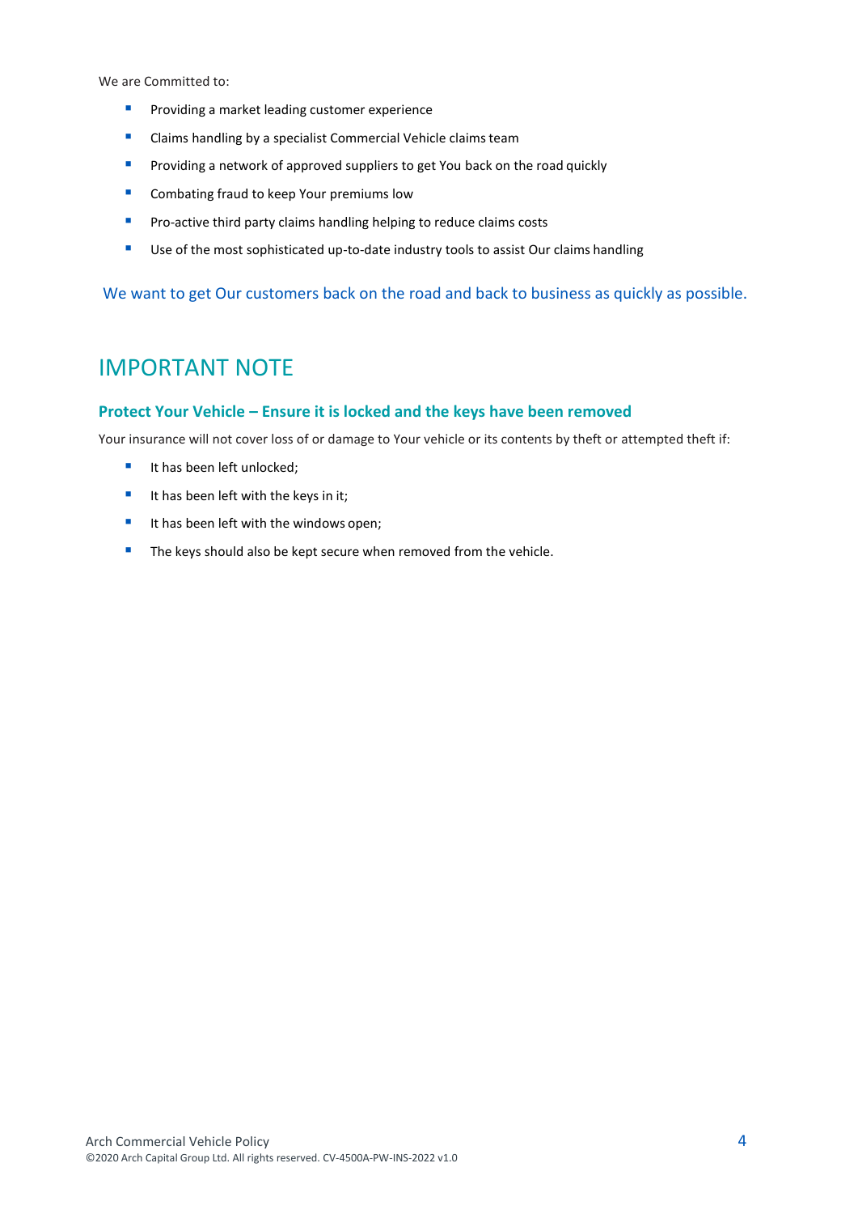We are Committed to:

- Providing a market leading customer experience
- Claims handling by a specialist Commercial Vehicle claims team
- Providing a network of approved suppliers to get You back on the road quickly
- Combating fraud to keep Your premiums low
- Pro-active third party claims handling helping to reduce claims costs
- Use of the most sophisticated up-to-date industry tools to assist Our claims handling

We want to get Our customers back on the road and back to business as quickly as possible.

# IMPORTANT NOTE

### Protect Your Vehicle – Ensure it is locked and the keys have been removed

Your insurance will not cover loss of or damage to Your vehicle or its contents by theft or attempted theft if:

- It has been left unlocked;
- It has been left with the keys in it;
- It has been left with the windows open;
- The keys should also be kept secure when removed from the vehicle.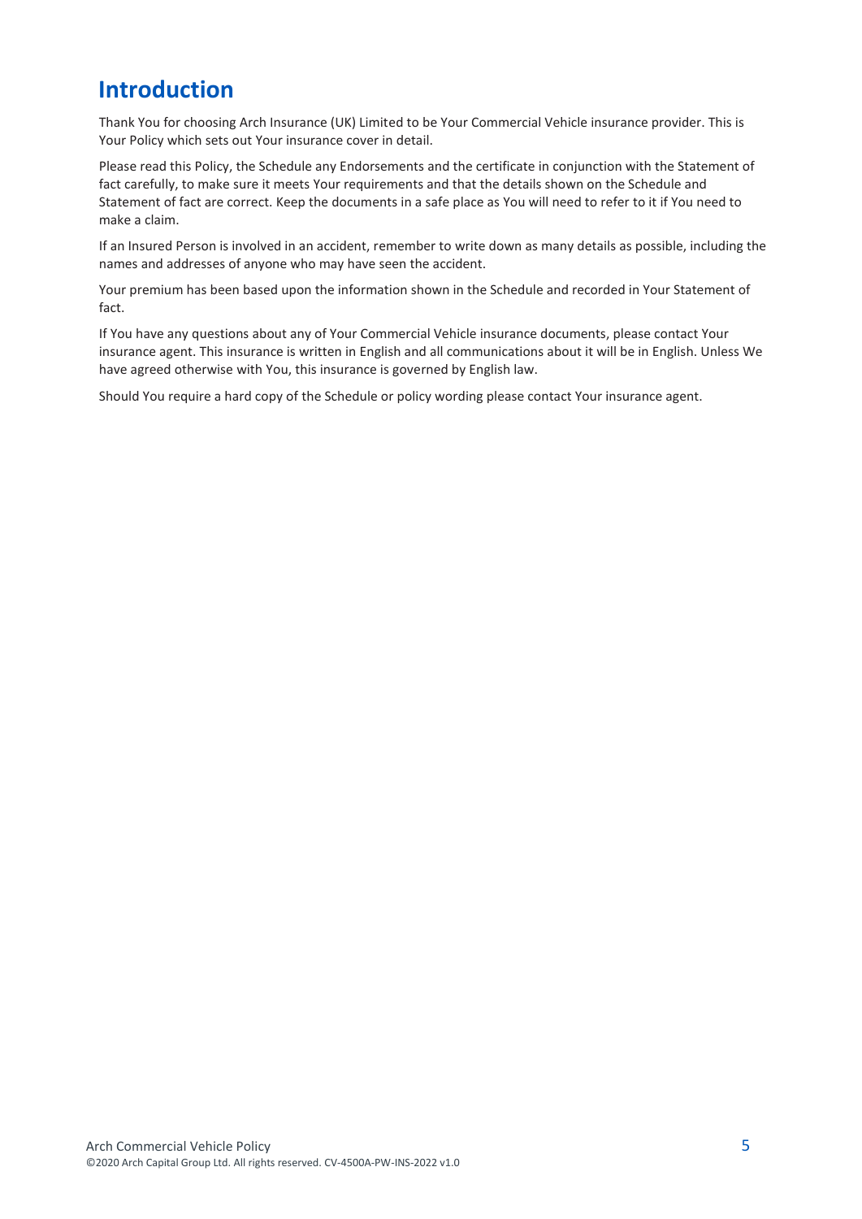# Introduction

Thank You for choosing Arch Insurance (UK) Limited to be Your Commercial Vehicle insurance provider. This is Your Policy which sets out Your insurance cover in detail.

Please read this Policy, the Schedule any Endorsements and the certificate in conjunction with the Statement of fact carefully, to make sure it meets Your requirements and that the details shown on the Schedule and Statement of fact are correct. Keep the documents in a safe place as You will need to refer to it if You need to make a claim.

If an Insured Person is involved in an accident, remember to write down as many details as possible, including the names and addresses of anyone who may have seen the accident.

Your premium has been based upon the information shown in the Schedule and recorded in Your Statement of fact.

If You have any questions about any of Your Commercial Vehicle insurance documents, please contact Your insurance agent. This insurance is written in English and all communications about it will be in English. Unless We have agreed otherwise with You, this insurance is governed by English law.

Should You require a hard copy of the Schedule or policy wording please contact Your insurance agent.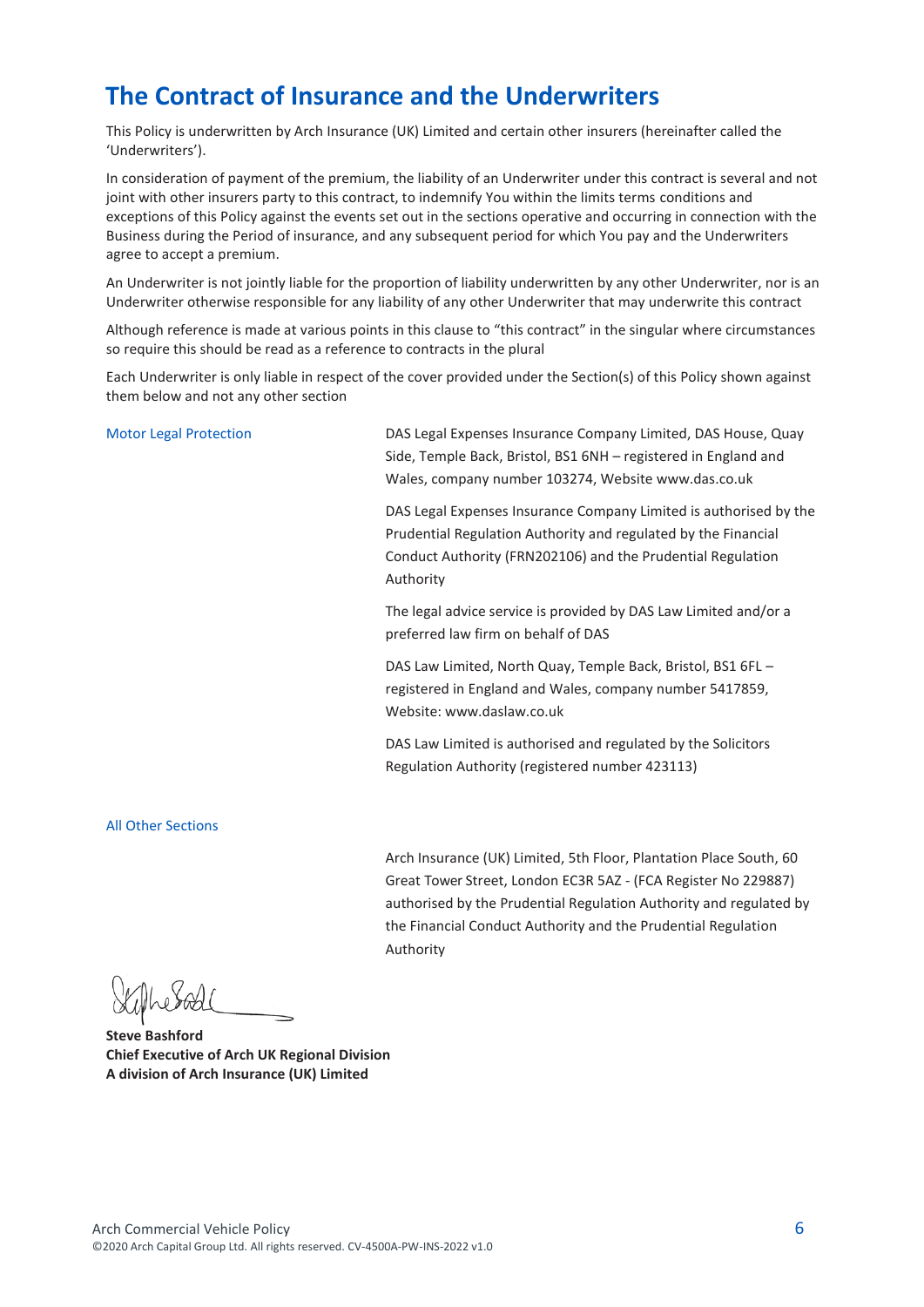# The Contract of Insurance and the Underwriters

This Policy is underwritten by Arch Insurance (UK) Limited and certain other insurers (hereinafter called the 'Underwriters').

In consideration of payment of the premium, the liability of an Underwriter under this contract is several and not joint with other insurers party to this contract, to indemnify You within the limits terms conditions and exceptions of this Policy against the events set out in the sections operative and occurring in connection with the Business during the Period of insurance, and any subsequent period for which You pay and the Underwriters agree to accept a premium.

An Underwriter is not jointly liable for the proportion of liability underwritten by any other Underwriter, nor is an Underwriter otherwise responsible for any liability of any other Underwriter that may underwrite this contract

Although reference is made at various points in this clause to "this contract" in the singular where circumstances so require this should be read as a reference to contracts in the plural

Each Underwriter is only liable in respect of the cover provided under the Section(s) of this Policy shown against them below and not any other section

**Motor Legal Protection**

DAS Legal Expenses Insurance Company Limited, DAS House, Quay Side, Temple Back, Bristol, BS1 6NH – registered in England and Wales, company number 103274, Website www.das.co.uk

DAS Legal Expenses Insurance Company Limited is authorised by the Prudential Regulation Authority and regulated by the Financial Conduct Authority (FRN202106) and the Prudential Regulation Authority

The legal advice service is provided by DAS Law Limited and/or a preferred law firm on behalf of DAS

DAS Law Limited, North Quay, Temple Back, Bristol, BS1 6FL – registered in England and Wales, company number 5417859, Website: www.daslaw.co.uk

DAS Law Limited is authorised and regulated by the Solicitors Regulation Authority (registered number 423113)

**All Other Sections**

Arch Insurance (UK) Limited, 5th Floor, Plantation Place South, 60 Great Tower Street, London EC3R 5AZ - (FCA Register No 229887) authorised by the Prudential Regulation Authority and regulated by the Financial Conduct Authority and the Prudential Regulation Authority

**Steve Bashford**
**Chief Executive of Arch UK Regional Division**
**A division of Arch Insurance (UK) Limited**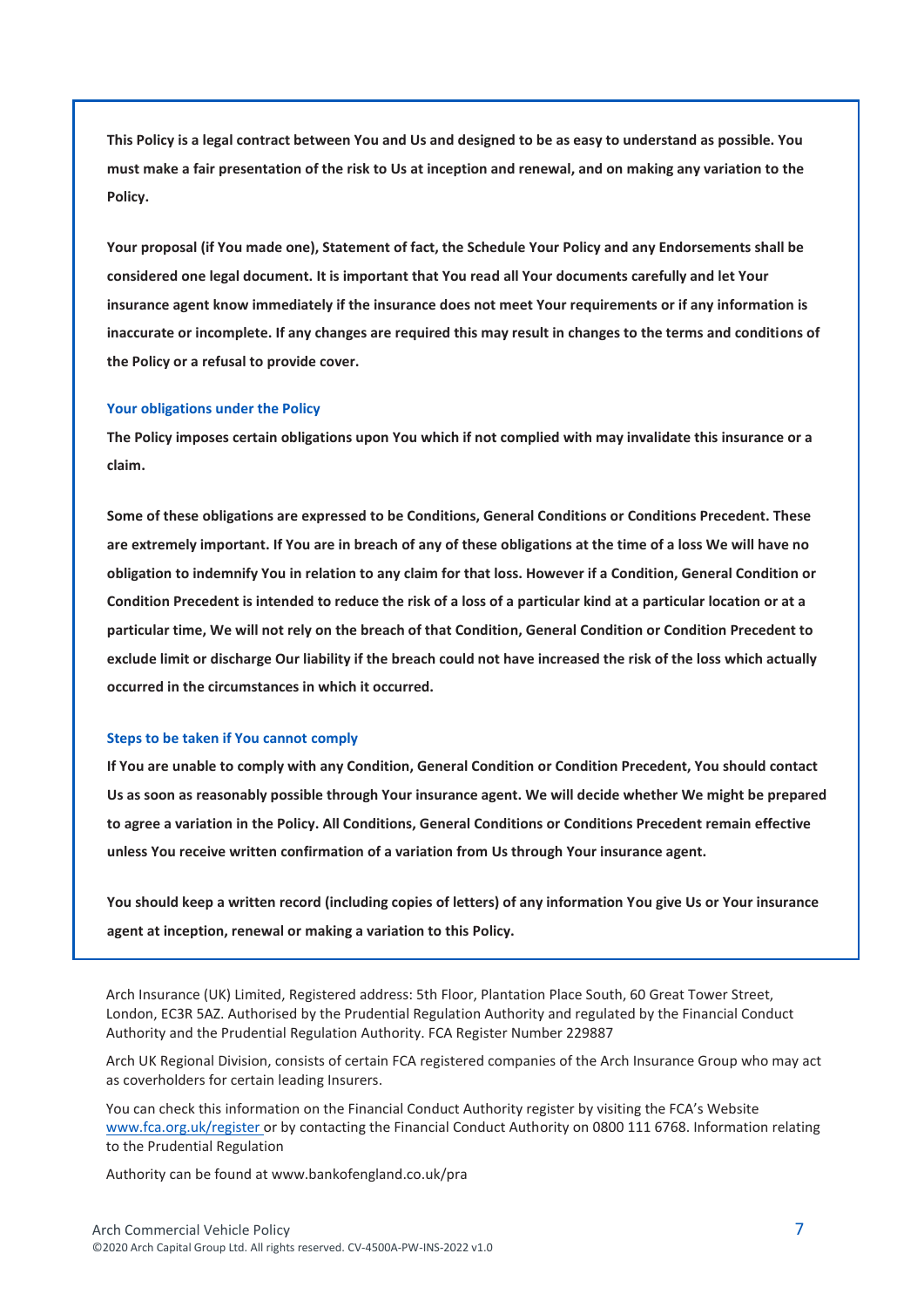**This Policy is a legal contract between You and Us and designed to be as easy to understand as possible. You must make a fair presentation of the risk to Us at inception and renewal, and on making any variation to the Policy.**

**Your proposal (if You made one), Statement of fact, the Schedule Your Policy and any Endorsements shall be considered one legal document. It is important that You read all Your documents carefully and let Your insurance agent know immediately if the insurance does not meet Your requirements or if any information is inaccurate or incomplete. If any changes are required this may result in changes to the terms and conditions of the Policy or a refusal to provide cover.**

### Your obligations under the Policy

**The Policy imposes certain obligations upon You which if not complied with may invalidate this insurance or a claim.**

**Some of these obligations are expressed to be Conditions, General Conditions or Conditions Precedent. These are extremely important. If You are in breach of any of these obligations at the time of a loss We will have no obligation to indemnify You in relation to any claim for that loss. However if a Condition, General Condition or Condition Precedent is intended to reduce the risk of a loss of a particular kind at a particular location or at a particular time, We will not rely on the breach of that Condition, General Condition or Condition Precedent to exclude limit or discharge Our liability if the breach could not have increased the risk of the loss which actually occurred in the circumstances in which it occurred.**

### Steps to be taken if You cannot comply

**If You are unable to comply with any Condition, General Condition or Condition Precedent, You should contact Us as soon as reasonably possible through Your insurance agent. We will decide whether We might be prepared to agree a variation in the Policy. All Conditions, General Conditions or Conditions Precedent remain effective unless You receive written confirmation of a variation from Us through Your insurance agent.**

**You should keep a written record (including copies of letters) of any information You give Us or Your insurance agent at inception, renewal or making a variation to this Policy.**

Arch Insurance (UK) Limited, Registered address: 5th Floor, Plantation Place South, 60 Great Tower Street, London, EC3R 5AZ. Authorised by the Prudential Regulation Authority and regulated by the Financial Conduct Authority and the Prudential Regulation Authority. FCA Register Number 229887

Arch UK Regional Division, consists of certain FCA registered companies of the Arch Insurance Group who may act as coverholders for certain leading Insurers.

You can check this information on the Financial Conduct Authority register by visiting the FCA's Website www.fca.org.uk/register or by contacting the Financial Conduct Authority on 0800 111 6768. Information relating to the Prudential Regulation

Authority can be found at www.bankofengland.co.uk/pra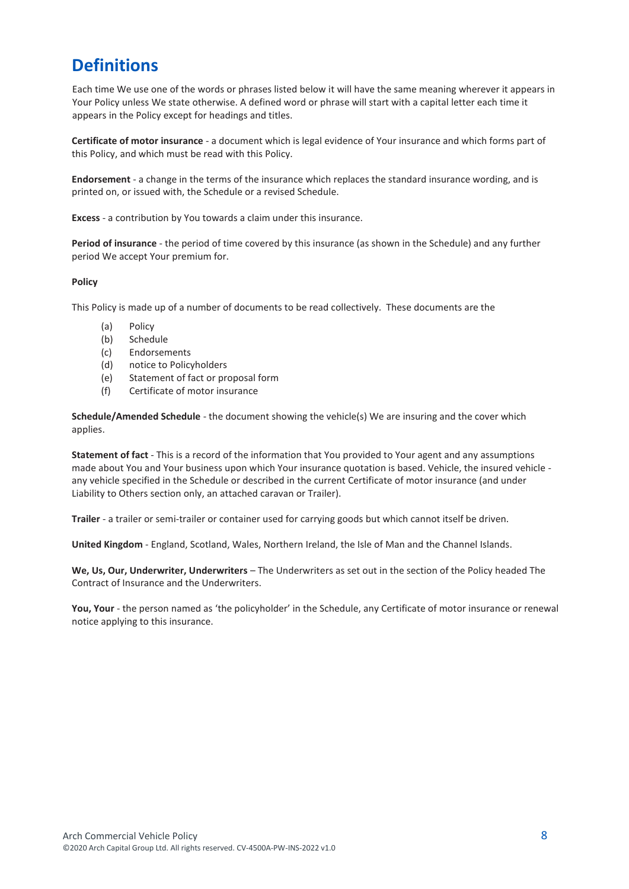# Definitions

Each time We use one of the words or phrases listed below it will have the same meaning wherever it appears in Your Policy unless We state otherwise. A defined word or phrase will start with a capital letter each time it appears in the Policy except for headings and titles.

**Certificate of motor insurance** - a document which is legal evidence of Your insurance and which forms part of this Policy, and which must be read with this Policy.

**Endorsement** - a change in the terms of the insurance which replaces the standard insurance wording, and is printed on, or issued with, the Schedule or a revised Schedule.

**Excess** - a contribution by You towards a claim under this insurance.

**Period of insurance** - the period of time covered by this insurance (as shown in the Schedule) and any further period We accept Your premium for.

**Policy**

This Policy is made up of a number of documents to be read collectively. These documents are the

- (a) Policy
- (b) Schedule
- (c) Endorsements
- (d) notice to Policyholders
- (e) Statement of fact or proposal form
- (f) Certificate of motor insurance

**Schedule/Amended Schedule** - the document showing the vehicle(s) We are insuring and the cover which applies.

**Statement of fact** - This is a record of the information that You provided to Your agent and any assumptions made about You and Your business upon which Your insurance quotation is based. Vehicle, the insured vehicle - any vehicle specified in the Schedule or described in the current Certificate of motor insurance (and under Liability to Others section only, an attached caravan or Trailer).

**Trailer** - a trailer or semi-trailer or container used for carrying goods but which cannot itself be driven.

**United Kingdom** - England, Scotland, Wales, Northern Ireland, the Isle of Man and the Channel Islands.

**We, Us, Our, Underwriter, Underwriters** – The Underwriters as set out in the section of the Policy headed The Contract of Insurance and the Underwriters.

**You, Your** - the person named as 'the policyholder' in the Schedule, any Certificate of motor insurance or renewal notice applying to this insurance.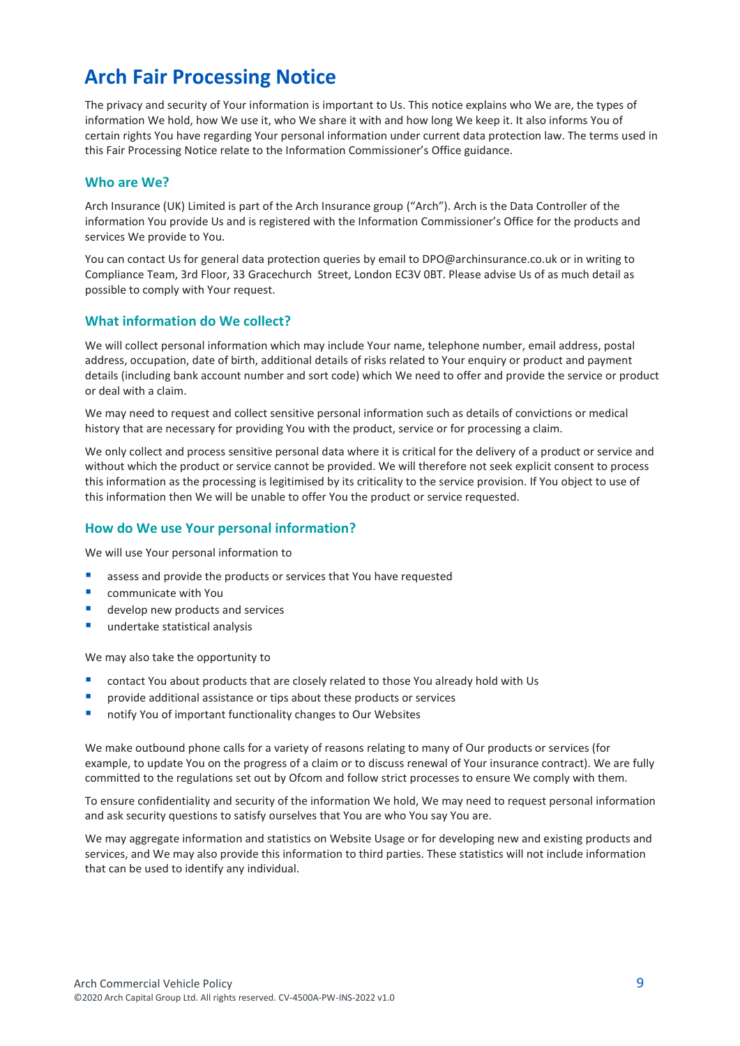# Arch Fair Processing Notice

The privacy and security of Your information is important to Us. This notice explains who We are, the types of information We hold, how We use it, who We share it with and how long We keep it. It also informs You of certain rights You have regarding Your personal information under current data protection law. The terms used in this Fair Processing Notice relate to the Information Commissioner's Office guidance.

## Who are We?

Arch Insurance (UK) Limited is part of the Arch Insurance group ("Arch"). Arch is the Data Controller of the information You provide Us and is registered with the Information Commissioner's Office for the products and services We provide to You.

You can contact Us for general data protection queries by email to DPO@archinsurance.co.uk or in writing to Compliance Team, 3rd Floor, 33 Gracechurch Street, London EC3V 0BT. Please advise Us of as much detail as possible to comply with Your request.

## What information do We collect?

We will collect personal information which may include Your name, telephone number, email address, postal address, occupation, date of birth, additional details of risks related to Your enquiry or product and payment details (including bank account number and sort code) which We need to offer and provide the service or product or deal with a claim.

We may need to request and collect sensitive personal information such as details of convictions or medical history that are necessary for providing You with the product, service or for processing a claim.

We only collect and process sensitive personal data where it is critical for the delivery of a product or service and without which the product or service cannot be provided. We will therefore not seek explicit consent to process this information as the processing is legitimised by its criticality to the service provision. If You object to use of this information then We will be unable to offer You the product or service requested.

## How do We use Your personal information?

We will use Your personal information to

- assess and provide the products or services that You have requested
- communicate with You
- develop new products and services
- undertake statistical analysis

We may also take the opportunity to

- contact You about products that are closely related to those You already hold with Us
- provide additional assistance or tips about these products or services
- notify You of important functionality changes to Our Websites

We make outbound phone calls for a variety of reasons relating to many of Our products or services (for example, to update You on the progress of a claim or to discuss renewal of Your insurance contract). We are fully committed to the regulations set out by Ofcom and follow strict processes to ensure We comply with them.

To ensure confidentiality and security of the information We hold, We may need to request personal information and ask security questions to satisfy ourselves that You are who You say You are.

We may aggregate information and statistics on Website Usage or for developing new and existing products and services, and We may also provide this information to third parties. These statistics will not include information that can be used to identify any individual.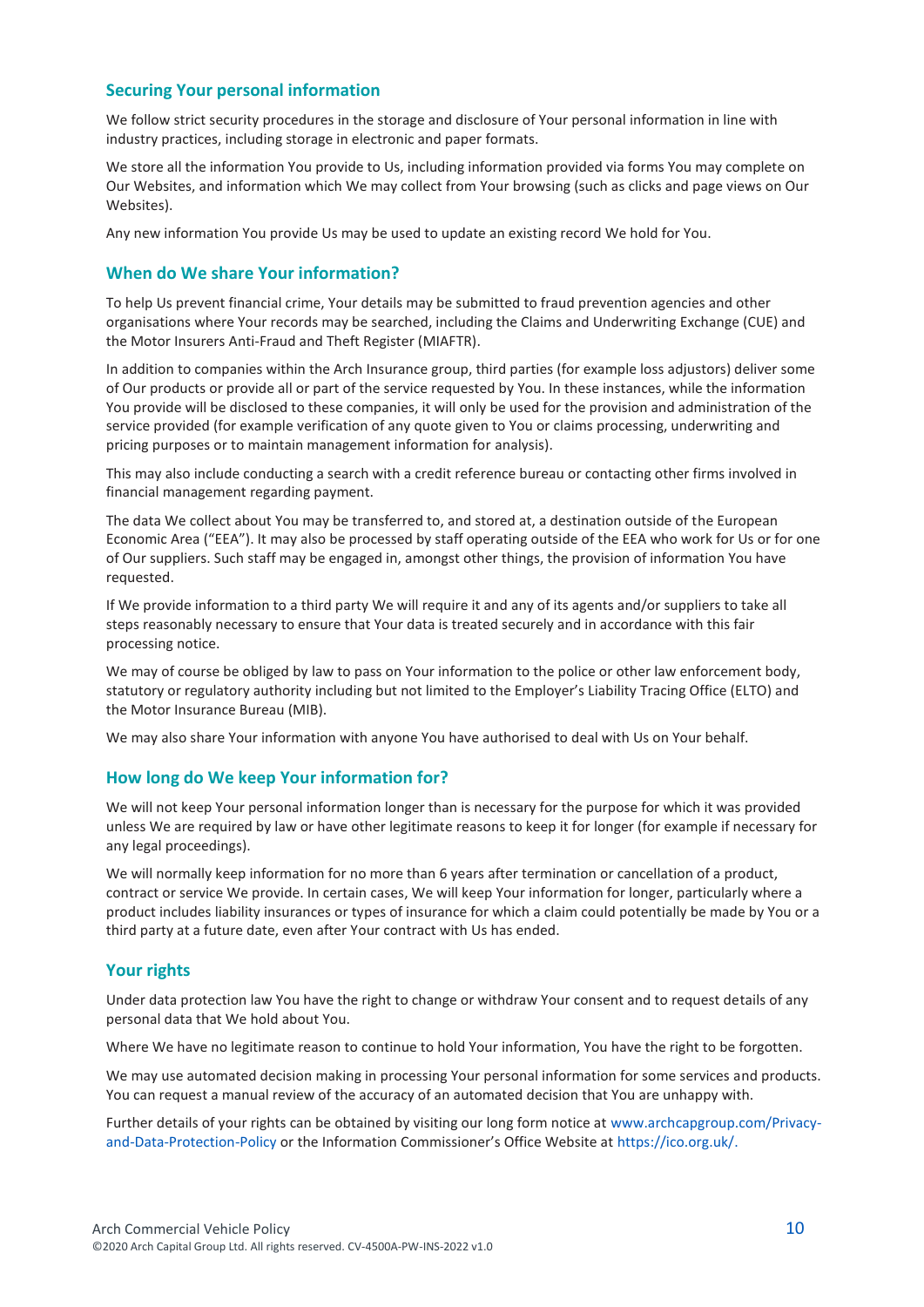## Securing Your personal information

We follow strict security procedures in the storage and disclosure of Your personal information in line with industry practices, including storage in electronic and paper formats.

We store all the information You provide to Us, including information provided via forms You may complete on Our Websites, and information which We may collect from Your browsing (such as clicks and page views on Our Websites).

Any new information You provide Us may be used to update an existing record We hold for You.

## When do We share Your information?

To help Us prevent financial crime, Your details may be submitted to fraud prevention agencies and other organisations where Your records may be searched, including the Claims and Underwriting Exchange (CUE) and the Motor Insurers Anti-Fraud and Theft Register (MIAFTR).

In addition to companies within the Arch Insurance group, third parties (for example loss adjustors) deliver some of Our products or provide all or part of the service requested by You. In these instances, while the information You provide will be disclosed to these companies, it will only be used for the provision and administration of the service provided (for example verification of any quote given to You or claims processing, underwriting and pricing purposes or to maintain management information for analysis).

This may also include conducting a search with a credit reference bureau or contacting other firms involved in financial management regarding payment.

The data We collect about You may be transferred to, and stored at, a destination outside of the European Economic Area ("EEA"). It may also be processed by staff operating outside of the EEA who work for Us or for one of Our suppliers. Such staff may be engaged in, amongst other things, the provision of information You have requested.

If We provide information to a third party We will require it and any of its agents and/or suppliers to take all steps reasonably necessary to ensure that Your data is treated securely and in accordance with this fair processing notice.

We may of course be obliged by law to pass on Your information to the police or other law enforcement body, statutory or regulatory authority including but not limited to the Employer's Liability Tracing Office (ELTO) and the Motor Insurance Bureau (MIB).

We may also share Your information with anyone You have authorised to deal with Us on Your behalf.

## How long do We keep Your information for?

We will not keep Your personal information longer than is necessary for the purpose for which it was provided unless We are required by law or have other legitimate reasons to keep it for longer (for example if necessary for any legal proceedings).

We will normally keep information for no more than 6 years after termination or cancellation of a product, contract or service We provide. In certain cases, We will keep Your information for longer, particularly where a product includes liability insurances or types of insurance for which a claim could potentially be made by You or a third party at a future date, even after Your contract with Us has ended.

## Your rights

Under data protection law You have the right to change or withdraw Your consent and to request details of any personal data that We hold about You.

Where We have no legitimate reason to continue to hold Your information, You have the right to be forgotten.

We may use automated decision making in processing Your personal information for some services and products. You can request a manual review of the accuracy of an automated decision that You are unhappy with.

Further details of your rights can be obtained by visiting our long form notice at www.archcapgroup.com/Privacy-and-Data-Protection-Policy or the Information Commissioner's Office Website at https://ico.org.uk/.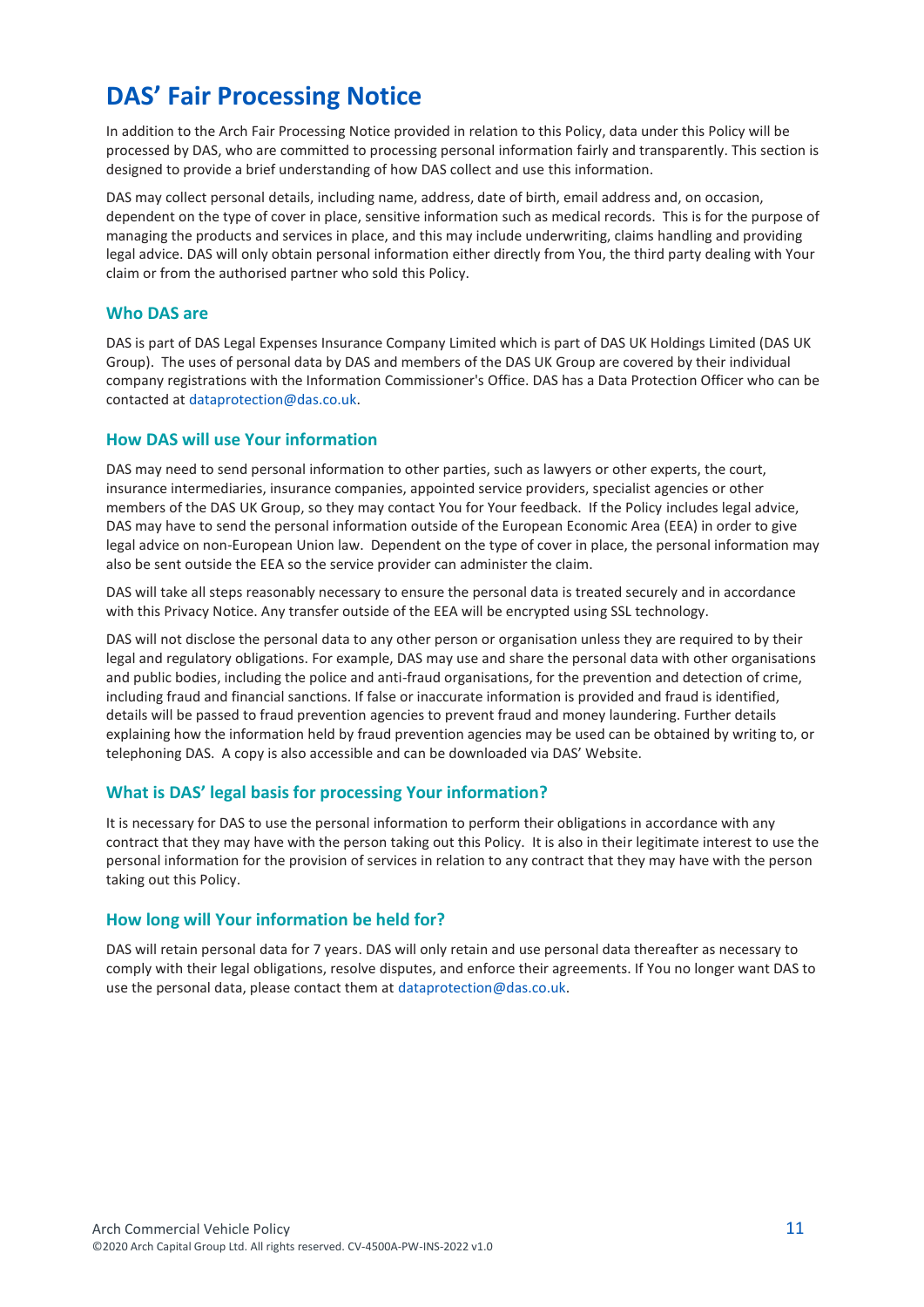# DAS' Fair Processing Notice

In addition to the Arch Fair Processing Notice provided in relation to this Policy, data under this Policy will be processed by DAS, who are committed to processing personal information fairly and transparently. This section is designed to provide a brief understanding of how DAS collect and use this information.

DAS may collect personal details, including name, address, date of birth, email address and, on occasion, dependent on the type of cover in place, sensitive information such as medical records. This is for the purpose of managing the products and services in place, and this may include underwriting, claims handling and providing legal advice. DAS will only obtain personal information either directly from You, the third party dealing with Your claim or from the authorised partner who sold this Policy.

## Who DAS are

DAS is part of DAS Legal Expenses Insurance Company Limited which is part of DAS UK Holdings Limited (DAS UK Group). The uses of personal data by DAS and members of the DAS UK Group are covered by their individual company registrations with the Information Commissioner's Office. DAS has a Data Protection Officer who can be contacted at dataprotection@das.co.uk.

## How DAS will use Your information

DAS may need to send personal information to other parties, such as lawyers or other experts, the court, insurance intermediaries, insurance companies, appointed service providers, specialist agencies or other members of the DAS UK Group, so they may contact You for Your feedback. If the Policy includes legal advice, DAS may have to send the personal information outside of the European Economic Area (EEA) in order to give legal advice on non-European Union law. Dependent on the type of cover in place, the personal information may also be sent outside the EEA so the service provider can administer the claim.

DAS will take all steps reasonably necessary to ensure the personal data is treated securely and in accordance with this Privacy Notice. Any transfer outside of the EEA will be encrypted using SSL technology.

DAS will not disclose the personal data to any other person or organisation unless they are required to by their legal and regulatory obligations. For example, DAS may use and share the personal data with other organisations and public bodies, including the police and anti-fraud organisations, for the prevention and detection of crime, including fraud and financial sanctions. If false or inaccurate information is provided and fraud is identified, details will be passed to fraud prevention agencies to prevent fraud and money laundering. Further details explaining how the information held by fraud prevention agencies may be used can be obtained by writing to, or telephoning DAS. A copy is also accessible and can be downloaded via DAS' Website.

## What is DAS' legal basis for processing Your information?

It is necessary for DAS to use the personal information to perform their obligations in accordance with any contract that they may have with the person taking out this Policy. It is also in their legitimate interest to use the personal information for the provision of services in relation to any contract that they may have with the person taking out this Policy.

## How long will Your information be held for?

DAS will retain personal data for 7 years. DAS will only retain and use personal data thereafter as necessary to comply with their legal obligations, resolve disputes, and enforce their agreements. If You no longer want DAS to use the personal data, please contact them at dataprotection@das.co.uk.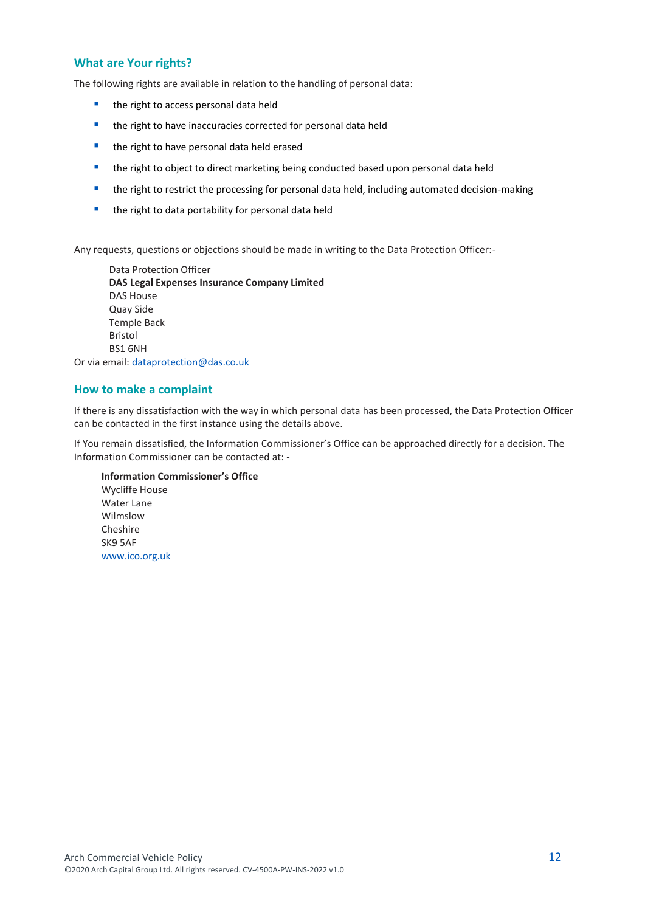## What are Your rights?

The following rights are available in relation to the handling of personal data:

- the right to access personal data held
- the right to have inaccuracies corrected for personal data held
- the right to have personal data held erased
- the right to object to direct marketing being conducted based upon personal data held
- the right to restrict the processing for personal data held, including automated decision-making
- the right to data portability for personal data held

Any requests, questions or objections should be made in writing to the Data Protection Officer:-

Data Protection Officer
**DAS Legal Expenses Insurance Company Limited**
DAS House
Quay Side
Temple Back
Bristol
BS1 6NH

Or via email: dataprotection@das.co.uk

## How to make a complaint

If there is any dissatisfaction with the way in which personal data has been processed, the Data Protection Officer can be contacted in the first instance using the details above.

If You remain dissatisfied, the Information Commissioner's Office can be approached directly for a decision. The Information Commissioner can be contacted at: -

**Information Commissioner's Office**
Wycliffe House
Water Lane
Wilmslow
Cheshire
SK9 5AF
www.ico.org.uk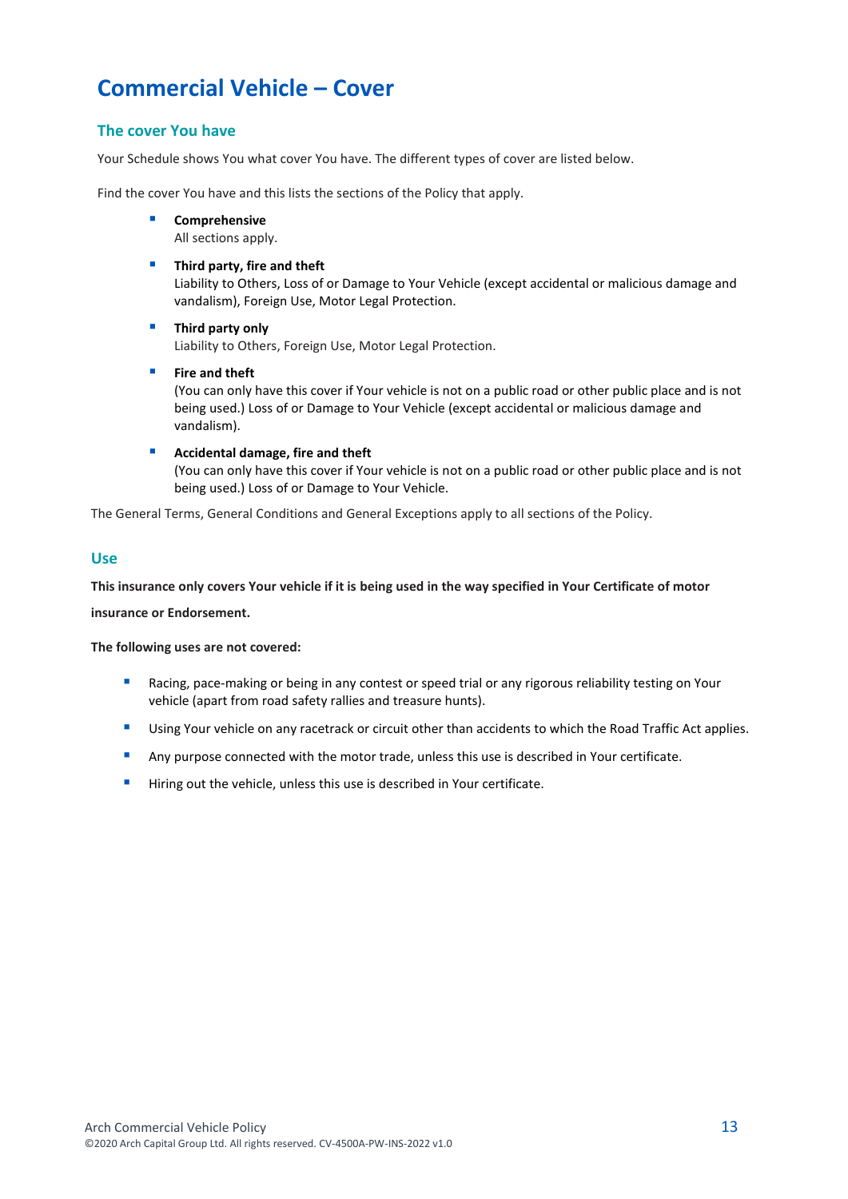# Commercial Vehicle – Cover

## The cover You have

Your Schedule shows You what cover You have. The different types of cover are listed below.

Find the cover You have and this lists the sections of the Policy that apply.

- **Comprehensive**
  All sections apply.
- **Third party, fire and theft**
  Liability to Others, Loss of or Damage to Your Vehicle (except accidental or malicious damage and vandalism), Foreign Use, Motor Legal Protection.
- **Third party only**
  Liability to Others, Foreign Use, Motor Legal Protection.
- **Fire and theft**
  (You can only have this cover if Your vehicle is not on a public road or other public place and is not being used.) Loss of or Damage to Your Vehicle (except accidental or malicious damage and vandalism).
- **Accidental damage, fire and theft**
  (You can only have this cover if Your vehicle is not on a public road or other public place and is not being used.) Loss of or Damage to Your Vehicle.

The General Terms, General Conditions and General Exceptions apply to all sections of the Policy.

## Use

**This insurance only covers Your vehicle if it is being used in the way specified in Your Certificate of motor insurance or Endorsement.**

**The following uses are not covered:**

- Racing, pace-making or being in any contest or speed trial or any rigorous reliability testing on Your vehicle (apart from road safety rallies and treasure hunts).
- Using Your vehicle on any racetrack or circuit other than accidents to which the Road Traffic Act applies.
- Any purpose connected with the motor trade, unless this use is described in Your certificate.
- Hiring out the vehicle, unless this use is described in Your certificate.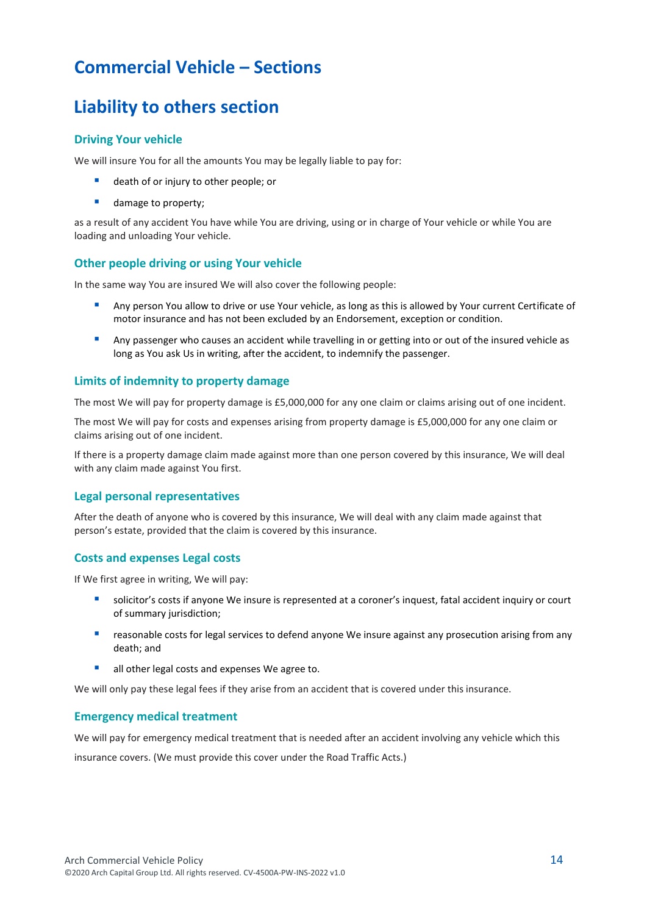# Commercial Vehicle – Sections

## Liability to others section

### Driving Your vehicle

We will insure You for all the amounts You may be legally liable to pay for:

- death of or injury to other people; or
- damage to property;

as a result of any accident You have while You are driving, using or in charge of Your vehicle or while You are loading and unloading Your vehicle.

### Other people driving or using Your vehicle

In the same way You are insured We will also cover the following people:

- Any person You allow to drive or use Your vehicle, as long as this is allowed by Your current Certificate of motor insurance and has not been excluded by an Endorsement, exception or condition.
- Any passenger who causes an accident while travelling in or getting into or out of the insured vehicle as long as You ask Us in writing, after the accident, to indemnify the passenger.

### Limits of indemnity to property damage

The most We will pay for property damage is £5,000,000 for any one claim or claims arising out of one incident.

The most We will pay for costs and expenses arising from property damage is £5,000,000 for any one claim or claims arising out of one incident.

If there is a property damage claim made against more than one person covered by this insurance, We will deal with any claim made against You first.

### Legal personal representatives

After the death of anyone who is covered by this insurance, We will deal with any claim made against that person's estate, provided that the claim is covered by this insurance.

### Costs and expenses Legal costs

If We first agree in writing, We will pay:

- solicitor's costs if anyone We insure is represented at a coroner's inquest, fatal accident inquiry or court of summary jurisdiction;
- reasonable costs for legal services to defend anyone We insure against any prosecution arising from any death; and
- all other legal costs and expenses We agree to.

We will only pay these legal fees if they arise from an accident that is covered under this insurance.

### Emergency medical treatment

We will pay for emergency medical treatment that is needed after an accident involving any vehicle which this insurance covers. (We must provide this cover under the Road Traffic Acts.)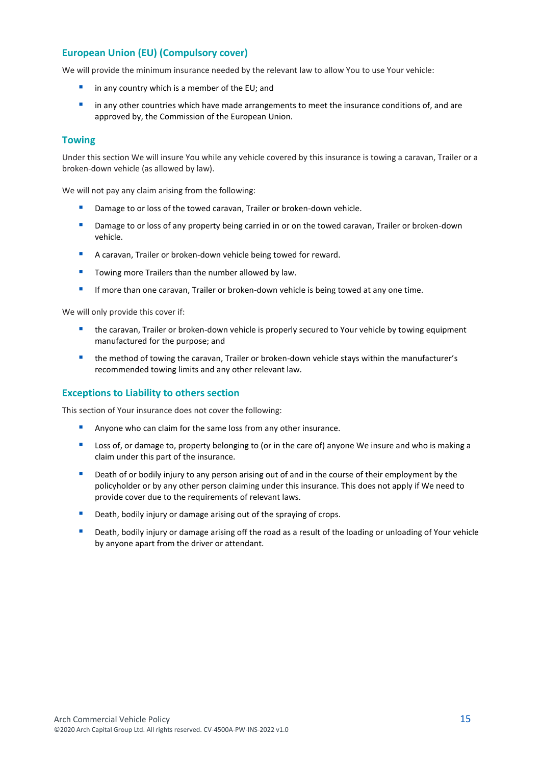## European Union (EU) (Compulsory cover)

We will provide the minimum insurance needed by the relevant law to allow You to use Your vehicle:

- in any country which is a member of the EU; and
- in any other countries which have made arrangements to meet the insurance conditions of, and are approved by, the Commission of the European Union.

## Towing

Under this section We will insure You while any vehicle covered by this insurance is towing a caravan, Trailer or a broken-down vehicle (as allowed by law).

We will not pay any claim arising from the following:

- Damage to or loss of the towed caravan, Trailer or broken-down vehicle.
- Damage to or loss of any property being carried in or on the towed caravan, Trailer or broken-down vehicle.
- A caravan, Trailer or broken-down vehicle being towed for reward.
- Towing more Trailers than the number allowed by law.
- If more than one caravan, Trailer or broken-down vehicle is being towed at any one time.

We will only provide this cover if:

- the caravan, Trailer or broken-down vehicle is properly secured to Your vehicle by towing equipment manufactured for the purpose; and
- the method of towing the caravan, Trailer or broken-down vehicle stays within the manufacturer's recommended towing limits and any other relevant law.

## Exceptions to Liability to others section

This section of Your insurance does not cover the following:

- Anyone who can claim for the same loss from any other insurance.
- Loss of, or damage to, property belonging to (or in the care of) anyone We insure and who is making a claim under this part of the insurance.
- Death of or bodily injury to any person arising out of and in the course of their employment by the policyholder or by any other person claiming under this insurance. This does not apply if We need to provide cover due to the requirements of relevant laws.
- Death, bodily injury or damage arising out of the spraying of crops.
- Death, bodily injury or damage arising off the road as a result of the loading or unloading of Your vehicle by anyone apart from the driver or attendant.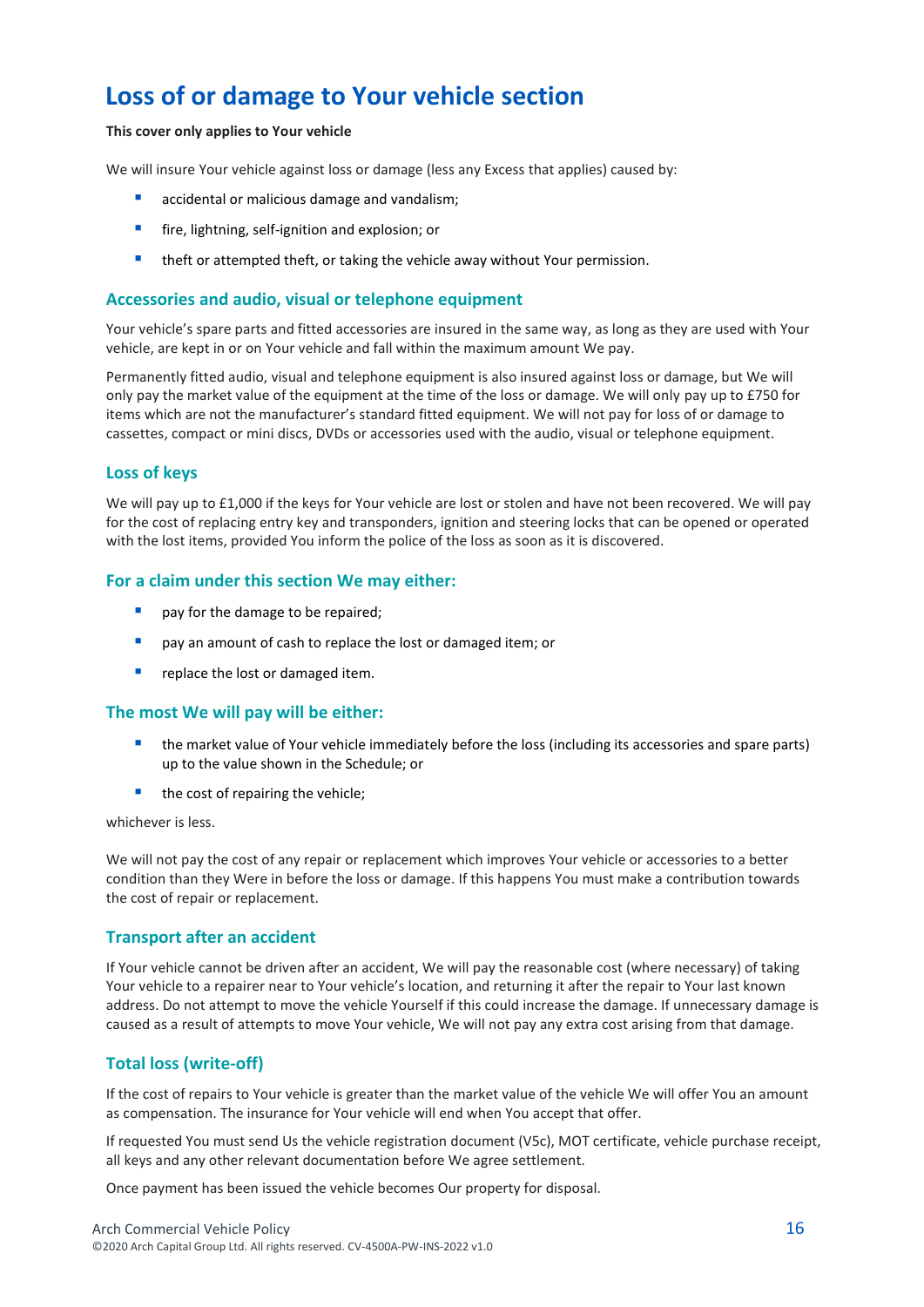# Loss of or damage to Your vehicle section

**This cover only applies to Your vehicle**

We will insure Your vehicle against loss or damage (less any Excess that applies) caused by:

- accidental or malicious damage and vandalism;
- fire, lightning, self-ignition and explosion; or
- theft or attempted theft, or taking the vehicle away without Your permission.

## Accessories and audio, visual or telephone equipment

Your vehicle's spare parts and fitted accessories are insured in the same way, as long as they are used with Your vehicle, are kept in or on Your vehicle and fall within the maximum amount We pay.

Permanently fitted audio, visual and telephone equipment is also insured against loss or damage, but We will only pay the market value of the equipment at the time of the loss or damage. We will only pay up to £750 for items which are not the manufacturer's standard fitted equipment. We will not pay for loss of or damage to cassettes, compact or mini discs, DVDs or accessories used with the audio, visual or telephone equipment.

## Loss of keys

We will pay up to £1,000 if the keys for Your vehicle are lost or stolen and have not been recovered. We will pay for the cost of replacing entry key and transponders, ignition and steering locks that can be opened or operated with the lost items, provided You inform the police of the loss as soon as it is discovered.

## For a claim under this section We may either:

- pay for the damage to be repaired;
- pay an amount of cash to replace the lost or damaged item; or
- replace the lost or damaged item.

## The most We will pay will be either:

- the market value of Your vehicle immediately before the loss (including its accessories and spare parts) up to the value shown in the Schedule; or
- the cost of repairing the vehicle;

whichever is less.

We will not pay the cost of any repair or replacement which improves Your vehicle or accessories to a better condition than they Were in before the loss or damage. If this happens You must make a contribution towards the cost of repair or replacement.

## Transport after an accident

If Your vehicle cannot be driven after an accident, We will pay the reasonable cost (where necessary) of taking Your vehicle to a repairer near to Your vehicle's location, and returning it after the repair to Your last known address. Do not attempt to move the vehicle Yourself if this could increase the damage. If unnecessary damage is caused as a result of attempts to move Your vehicle, We will not pay any extra cost arising from that damage.

## Total loss (write-off)

If the cost of repairs to Your vehicle is greater than the market value of the vehicle We will offer You an amount as compensation. The insurance for Your vehicle will end when You accept that offer.

If requested You must send Us the vehicle registration document (V5c), MOT certificate, vehicle purchase receipt, all keys and any other relevant documentation before We agree settlement.

Once payment has been issued the vehicle becomes Our property for disposal.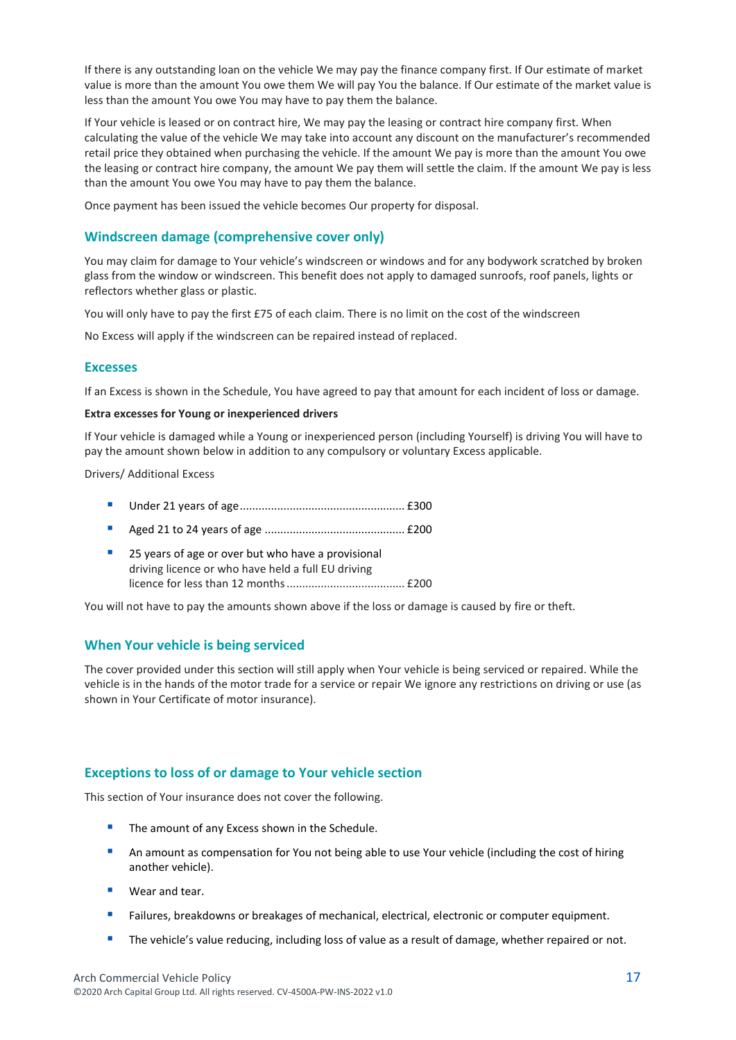If there is any outstanding loan on the vehicle We may pay the finance company first. If Our estimate of market value is more than the amount You owe them We will pay You the balance. If Our estimate of the market value is less than the amount You owe You may have to pay them the balance.

If Your vehicle is leased or on contract hire, We may pay the leasing or contract hire company first. When calculating the value of the vehicle We may take into account any discount on the manufacturer's recommended retail price they obtained when purchasing the vehicle. If the amount We pay is more than the amount You owe the leasing or contract hire company, the amount We pay them will settle the claim. If the amount We pay is less than the amount You owe You may have to pay them the balance.

Once payment has been issued the vehicle becomes Our property for disposal.

## Windscreen damage (comprehensive cover only)

You may claim for damage to Your vehicle's windscreen or windows and for any bodywork scratched by broken glass from the window or windscreen. This benefit does not apply to damaged sunroofs, roof panels, lights or reflectors whether glass or plastic.

You will only have to pay the first £75 of each claim. There is no limit on the cost of the windscreen

No Excess will apply if the windscreen can be repaired instead of replaced.

## Excesses

If an Excess is shown in the Schedule, You have agreed to pay that amount for each incident of loss or damage.

**Extra excesses for Young or inexperienced drivers**

If Your vehicle is damaged while a Young or inexperienced person (including Yourself) is driving You will have to pay the amount shown below in addition to any compulsory or voluntary Excess applicable.

Drivers/ Additional Excess

- Under 21 years of age .................................................... £300
- Aged 21 to 24 years of age ............................................ £200
- 25 years of age or over but who have a provisional driving licence or who have held a full EU driving licence for less than 12 months ..................................... £200

You will not have to pay the amounts shown above if the loss or damage is caused by fire or theft.

## When Your vehicle is being serviced

The cover provided under this section will still apply when Your vehicle is being serviced or repaired. While the vehicle is in the hands of the motor trade for a service or repair We ignore any restrictions on driving or use (as shown in Your Certificate of motor insurance).

## Exceptions to loss of or damage to Your vehicle section

This section of Your insurance does not cover the following.

- The amount of any Excess shown in the Schedule.
- An amount as compensation for You not being able to use Your vehicle (including the cost of hiring another vehicle).
- Wear and tear.
- Failures, breakdowns or breakages of mechanical, electrical, electronic or computer equipment.
- The vehicle's value reducing, including loss of value as a result of damage, whether repaired or not.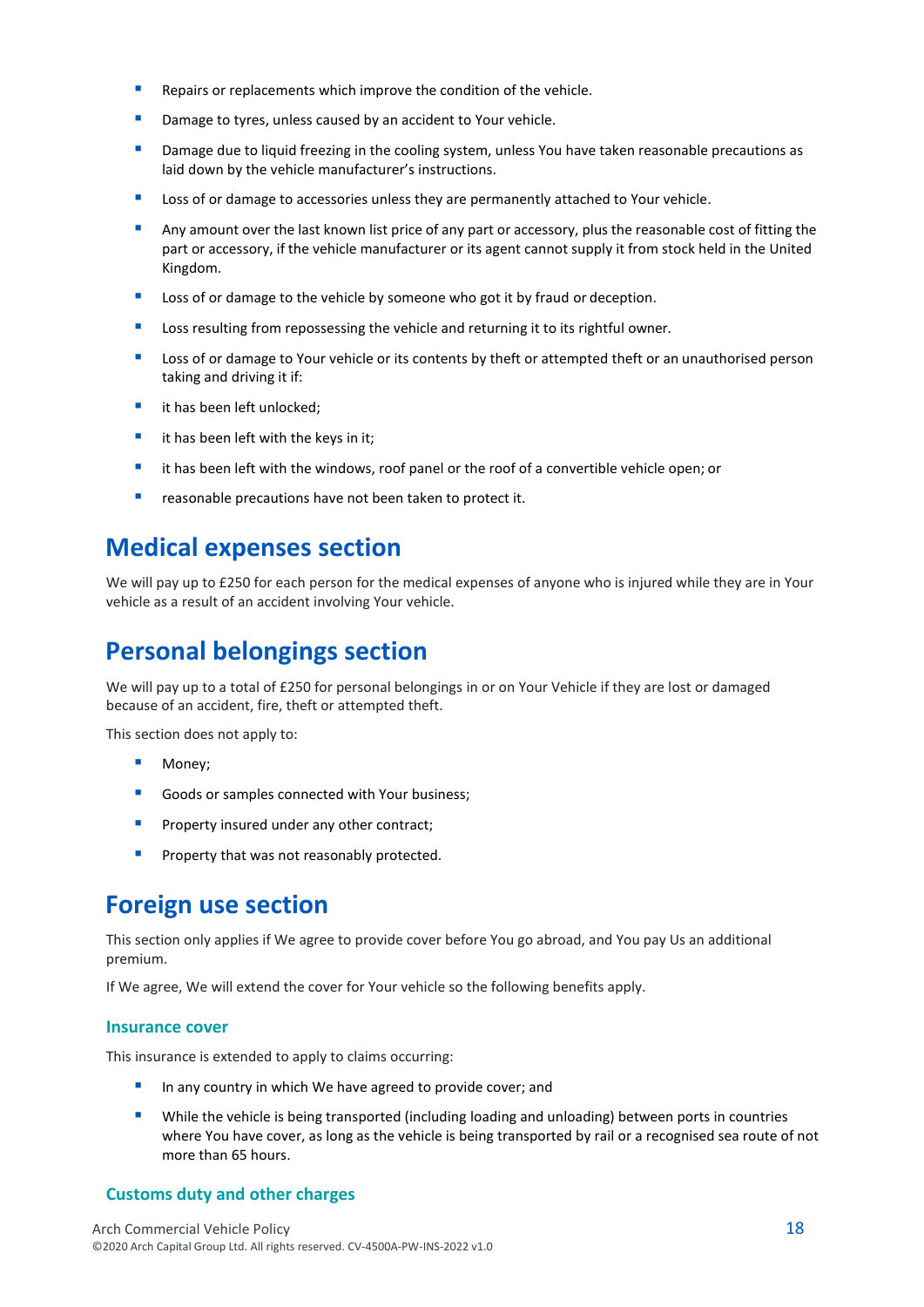- Repairs or replacements which improve the condition of the vehicle.
- Damage to tyres, unless caused by an accident to Your vehicle.
- Damage due to liquid freezing in the cooling system, unless You have taken reasonable precautions as laid down by the vehicle manufacturer's instructions.
- Loss of or damage to accessories unless they are permanently attached to Your vehicle.
- Any amount over the last known list price of any part or accessory, plus the reasonable cost of fitting the part or accessory, if the vehicle manufacturer or its agent cannot supply it from stock held in the United Kingdom.
- Loss of or damage to the vehicle by someone who got it by fraud or deception.
- Loss resulting from repossessing the vehicle and returning it to its rightful owner.
- Loss of or damage to Your vehicle or its contents by theft or attempted theft or an unauthorised person taking and driving it if:
- it has been left unlocked;
- it has been left with the keys in it;
- it has been left with the windows, roof panel or the roof of a convertible vehicle open; or
- reasonable precautions have not been taken to protect it.

## Medical expenses section

We will pay up to £250 for each person for the medical expenses of anyone who is injured while they are in Your vehicle as a result of an accident involving Your vehicle.

## Personal belongings section

We will pay up to a total of £250 for personal belongings in or on Your Vehicle if they are lost or damaged because of an accident, fire, theft or attempted theft.

This section does not apply to:

- Money;
- Goods or samples connected with Your business;
- Property insured under any other contract;
- Property that was not reasonably protected.

## Foreign use section

This section only applies if We agree to provide cover before You go abroad, and You pay Us an additional premium.

If We agree, We will extend the cover for Your vehicle so the following benefits apply.

### Insurance cover

This insurance is extended to apply to claims occurring:

- In any country in which We have agreed to provide cover; and
- While the vehicle is being transported (including loading and unloading) between ports in countries where You have cover, as long as the vehicle is being transported by rail or a recognised sea route of not more than 65 hours.

### Customs duty and other charges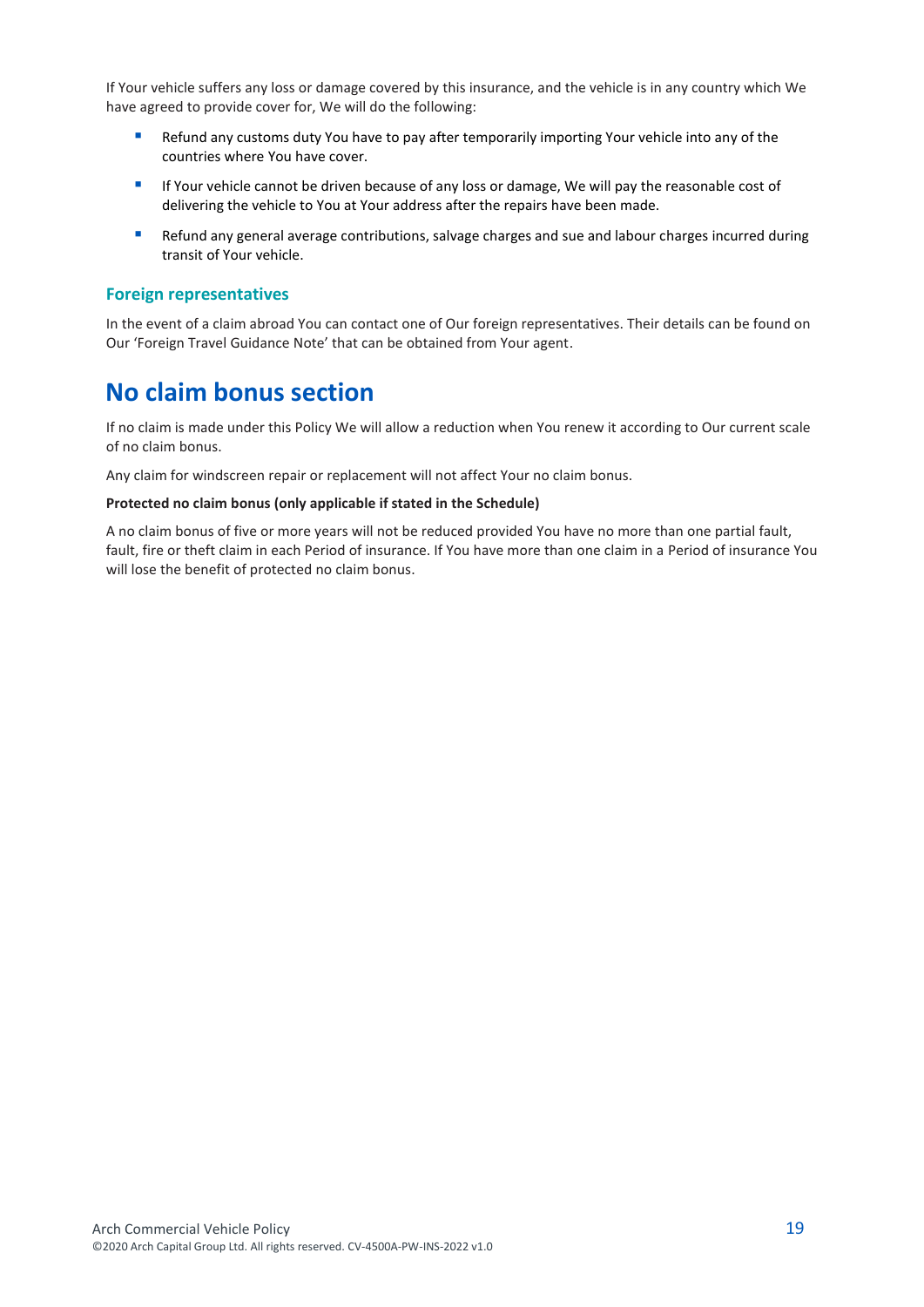If Your vehicle suffers any loss or damage covered by this insurance, and the vehicle is in any country which We have agreed to provide cover for, We will do the following:

- Refund any customs duty You have to pay after temporarily importing Your vehicle into any of the countries where You have cover.
- If Your vehicle cannot be driven because of any loss or damage, We will pay the reasonable cost of delivering the vehicle to You at Your address after the repairs have been made.
- Refund any general average contributions, salvage charges and sue and labour charges incurred during transit of Your vehicle.

### Foreign representatives

In the event of a claim abroad You can contact one of Our foreign representatives. Their details can be found on Our 'Foreign Travel Guidance Note' that can be obtained from Your agent.

## No claim bonus section

If no claim is made under this Policy We will allow a reduction when You renew it according to Our current scale of no claim bonus.

Any claim for windscreen repair or replacement will not affect Your no claim bonus.

**Protected no claim bonus (only applicable if stated in the Schedule)**

A no claim bonus of five or more years will not be reduced provided You have no more than one partial fault, fault, fire or theft claim in each Period of insurance. If You have more than one claim in a Period of insurance You will lose the benefit of protected no claim bonus.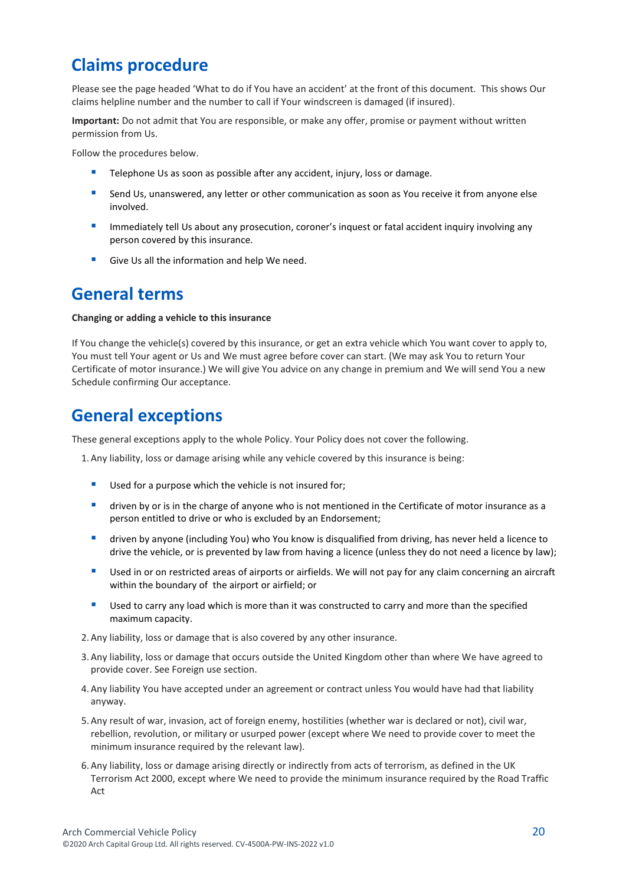## Claims procedure

Please see the page headed 'What to do if You have an accident' at the front of this document. This shows Our claims helpline number and the number to call if Your windscreen is damaged (if insured).

**Important:** Do not admit that You are responsible, or make any offer, promise or payment without written permission from Us.

Follow the procedures below.

- Telephone Us as soon as possible after any accident, injury, loss or damage.
- Send Us, unanswered, any letter or other communication as soon as You receive it from anyone else involved.
- Immediately tell Us about any prosecution, coroner's inquest or fatal accident inquiry involving any person covered by this insurance.
- Give Us all the information and help We need.

## General terms

**Changing or adding a vehicle to this insurance**

If You change the vehicle(s) covered by this insurance, or get an extra vehicle which You want cover to apply to, You must tell Your agent or Us and We must agree before cover can start. (We may ask You to return Your Certificate of motor insurance.) We will give You advice on any change in premium and We will send You a new Schedule confirming Our acceptance.

## General exceptions

These general exceptions apply to the whole Policy. Your Policy does not cover the following.

1. Any liability, loss or damage arising while any vehicle covered by this insurance is being:
   - Used for a purpose which the vehicle is not insured for;
   - driven by or is in the charge of anyone who is not mentioned in the Certificate of motor insurance as a person entitled to drive or who is excluded by an Endorsement;
   - driven by anyone (including You) who You know is disqualified from driving, has never held a licence to drive the vehicle, or is prevented by law from having a licence (unless they do not need a licence by law);
   - Used in or on restricted areas of airports or airfields. We will not pay for any claim concerning an aircraft within the boundary of the airport or airfield; or
   - Used to carry any load which is more than it was constructed to carry and more than the specified maximum capacity.
2. Any liability, loss or damage that is also covered by any other insurance.
3. Any liability, loss or damage that occurs outside the United Kingdom other than where We have agreed to provide cover. See Foreign use section.
4. Any liability You have accepted under an agreement or contract unless You would have had that liability anyway.
5. Any result of war, invasion, act of foreign enemy, hostilities (whether war is declared or not), civil war, rebellion, revolution, or military or usurped power (except where We need to provide cover to meet the minimum insurance required by the relevant law).
6. Any liability, loss or damage arising directly or indirectly from acts of terrorism, as defined in the UK Terrorism Act 2000, except where We need to provide the minimum insurance required by the Road Traffic Act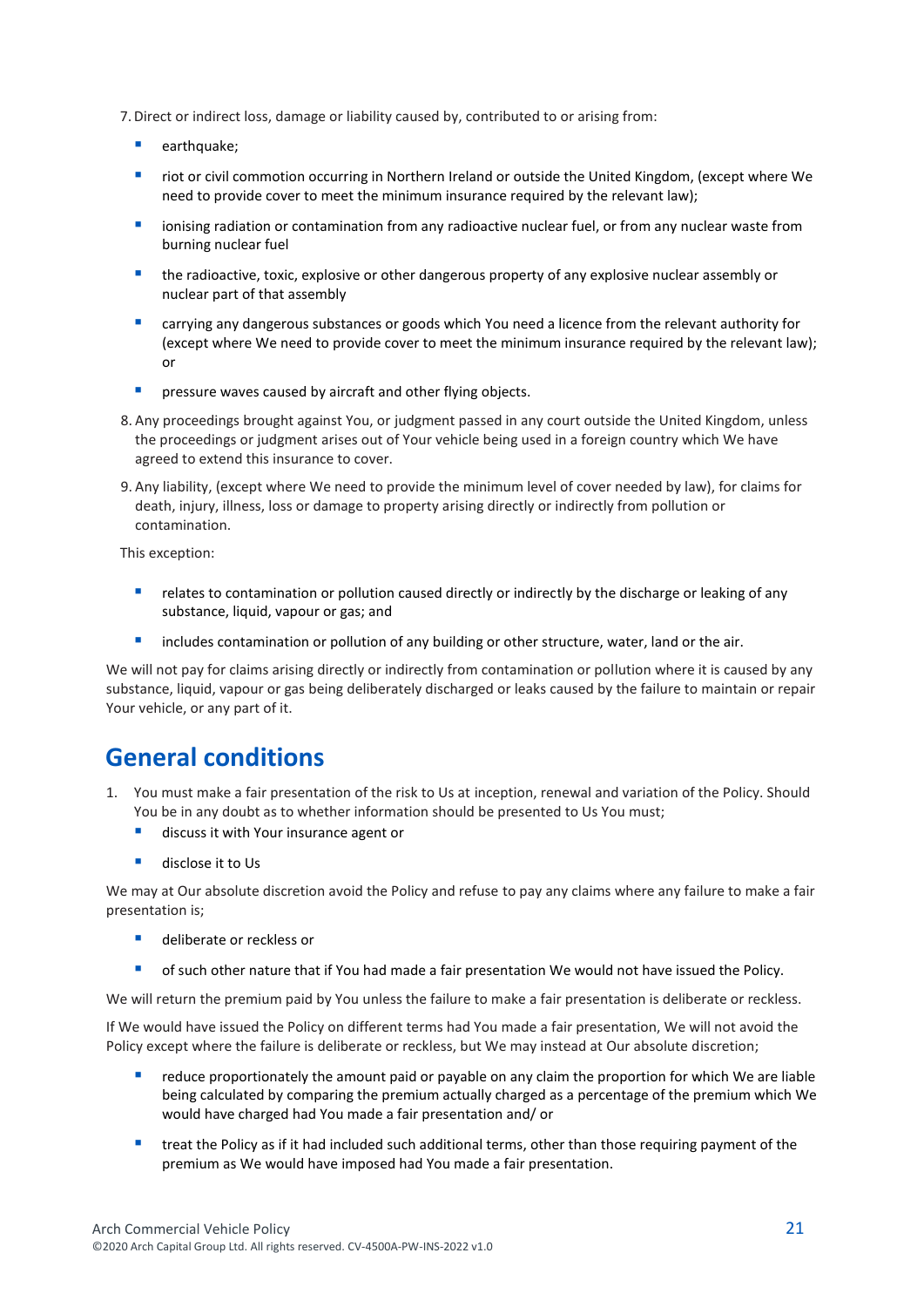7. Direct or indirect loss, damage or liability caused by, contributed to or arising from:

    - earthquake;
    - riot or civil commotion occurring in Northern Ireland or outside the United Kingdom, (except where We need to provide cover to meet the minimum insurance required by the relevant law);
    - ionising radiation or contamination from any radioactive nuclear fuel, or from any nuclear waste from burning nuclear fuel
    - the radioactive, toxic, explosive or other dangerous property of any explosive nuclear assembly or nuclear part of that assembly
    - carrying any dangerous substances or goods which You need a licence from the relevant authority for (except where We need to provide cover to meet the minimum insurance required by the relevant law); or
    - pressure waves caused by aircraft and other flying objects.

8. Any proceedings brought against You, or judgment passed in any court outside the United Kingdom, unless the proceedings or judgment arises out of Your vehicle being used in a foreign country which We have agreed to extend this insurance to cover.

9. Any liability, (except where We need to provide the minimum level of cover needed by law), for claims for death, injury, illness, loss or damage to property arising directly or indirectly from pollution or contamination.

This exception:

- relates to contamination or pollution caused directly or indirectly by the discharge or leaking of any substance, liquid, vapour or gas; and
- includes contamination or pollution of any building or other structure, water, land or the air.

We will not pay for claims arising directly or indirectly from contamination or pollution where it is caused by any substance, liquid, vapour or gas being deliberately discharged or leaks caused by the failure to maintain or repair Your vehicle, or any part of it.

## General conditions

1. You must make a fair presentation of the risk to Us at inception, renewal and variation of the Policy. Should You be in any doubt as to whether information should be presented to Us You must;
    - discuss it with Your insurance agent or
    - disclose it to Us

We may at Our absolute discretion avoid the Policy and refuse to pay any claims where any failure to make a fair presentation is;

- deliberate or reckless or
- of such other nature that if You had made a fair presentation We would not have issued the Policy.

We will return the premium paid by You unless the failure to make a fair presentation is deliberate or reckless.

If We would have issued the Policy on different terms had You made a fair presentation, We will not avoid the Policy except where the failure is deliberate or reckless, but We may instead at Our absolute discretion;

- reduce proportionately the amount paid or payable on any claim the proportion for which We are liable being calculated by comparing the premium actually charged as a percentage of the premium which We would have charged had You made a fair presentation and/ or
- treat the Policy as if it had included such additional terms, other than those requiring payment of the premium as We would have imposed had You made a fair presentation.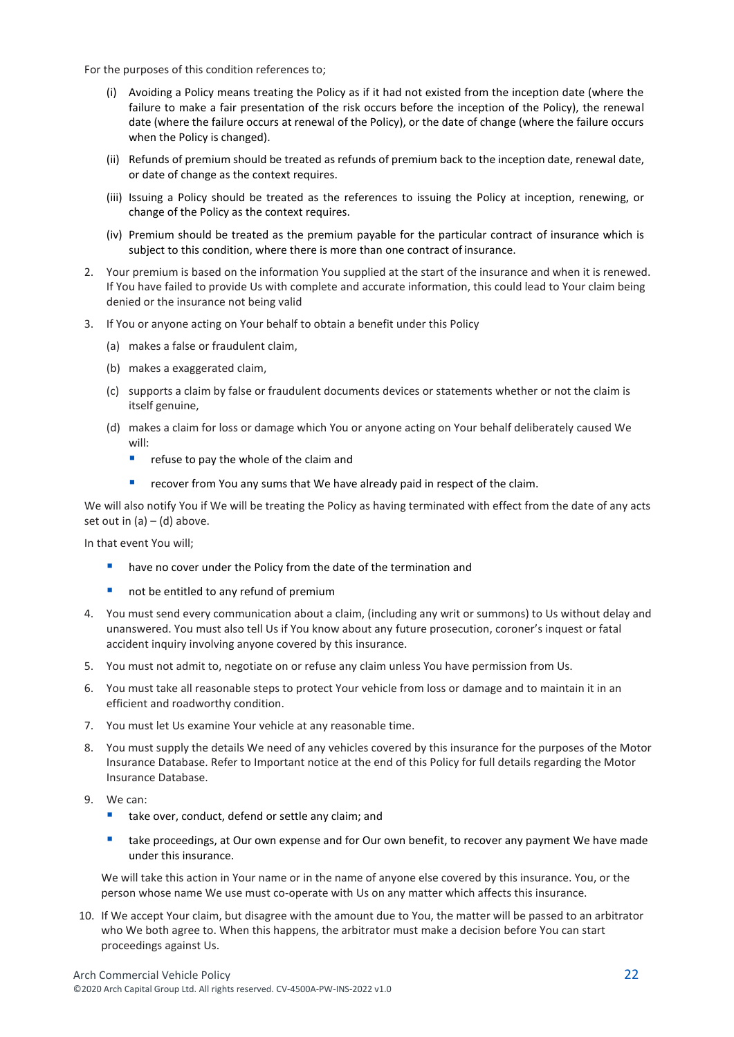For the purposes of this condition references to;

(i) Avoiding a Policy means treating the Policy as if it had not existed from the inception date (where the failure to make a fair presentation of the risk occurs before the inception of the Policy), the renewal date (where the failure occurs at renewal of the Policy), or the date of change (where the failure occurs when the Policy is changed).

(ii) Refunds of premium should be treated as refunds of premium back to the inception date, renewal date, or date of change as the context requires.

(iii) Issuing a Policy should be treated as the references to issuing the Policy at inception, renewing, or change of the Policy as the context requires.

(iv) Premium should be treated as the premium payable for the particular contract of insurance which is subject to this condition, where there is more than one contract of insurance.

2. Your premium is based on the information You supplied at the start of the insurance and when it is renewed. If You have failed to provide Us with complete and accurate information, this could lead to Your claim being denied or the insurance not being valid

3. If You or anyone acting on Your behalf to obtain a benefit under this Policy

   (a) makes a false or fraudulent claim,

   (b) makes a exaggerated claim,

   (c) supports a claim by false or fraudulent documents devices or statements whether or not the claim is itself genuine,

   (d) makes a claim for loss or damage which You or anyone acting on Your behalf deliberately caused We will:

   - refuse to pay the whole of the claim and
   - recover from You any sums that We have already paid in respect of the claim.

We will also notify You if We will be treating the Policy as having terminated with effect from the date of any acts set out in (a) – (d) above.

In that event You will;

- have no cover under the Policy from the date of the termination and
- not be entitled to any refund of premium

4. You must send every communication about a claim, (including any writ or summons) to Us without delay and unanswered. You must also tell Us if You know about any future prosecution, coroner's inquest or fatal accident inquiry involving anyone covered by this insurance.

5. You must not admit to, negotiate on or refuse any claim unless You have permission from Us.

6. You must take all reasonable steps to protect Your vehicle from loss or damage and to maintain it in an efficient and roadworthy condition.

7. You must let Us examine Your vehicle at any reasonable time.

8. You must supply the details We need of any vehicles covered by this insurance for the purposes of the Motor Insurance Database. Refer to Important notice at the end of this Policy for full details regarding the Motor Insurance Database.

9. We can:

   - take over, conduct, defend or settle any claim; and
   - take proceedings, at Our own expense and for Our own benefit, to recover any payment We have made under this insurance.

   We will take this action in Your name or in the name of anyone else covered by this insurance. You, or the person whose name We use must co-operate with Us on any matter which affects this insurance.

10. If We accept Your claim, but disagree with the amount due to You, the matter will be passed to an arbitrator who We both agree to. When this happens, the arbitrator must make a decision before You can start proceedings against Us.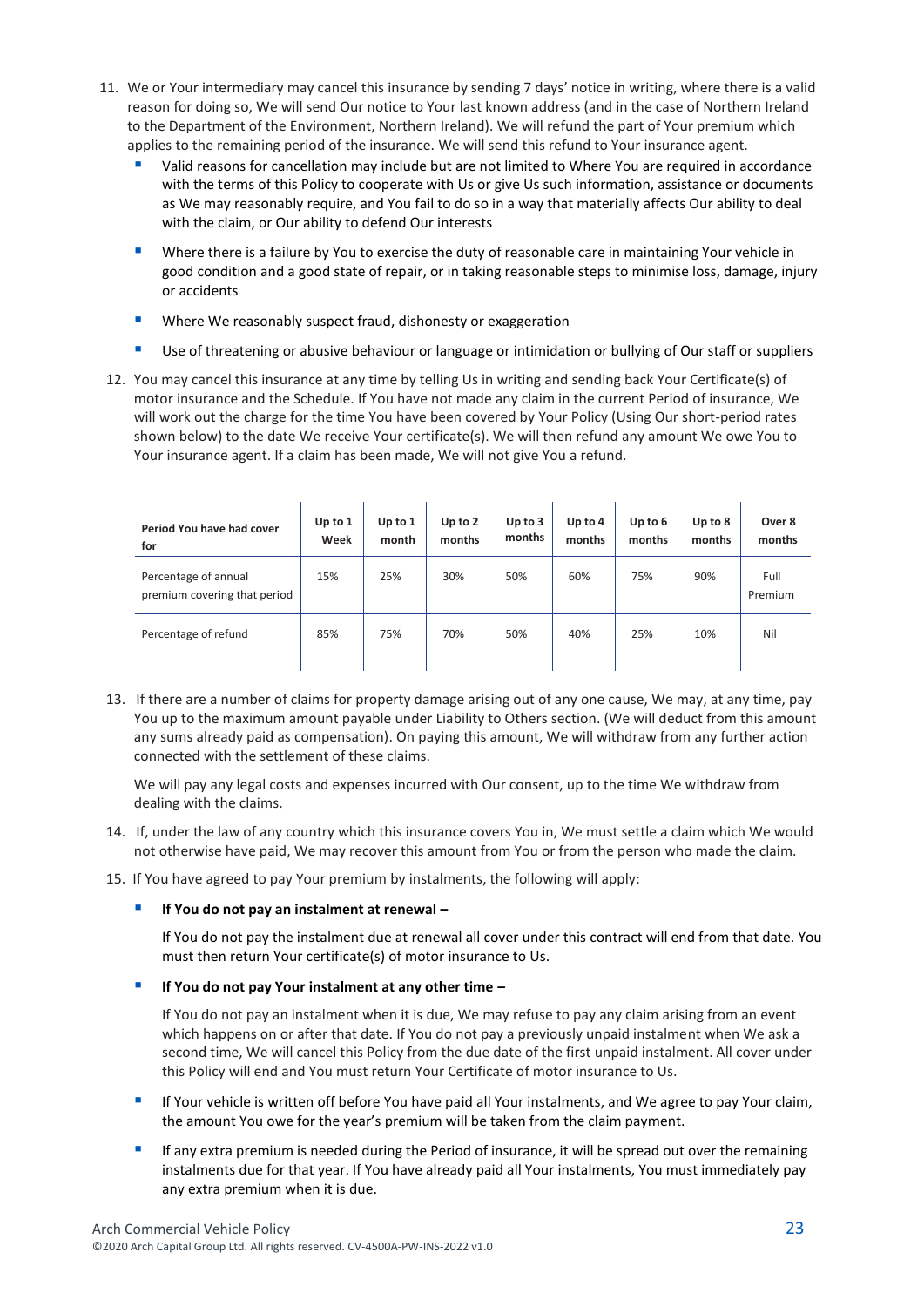11. We or Your intermediary may cancel this insurance by sending 7 days' notice in writing, where there is a valid reason for doing so, We will send Our notice to Your last known address (and in the case of Northern Ireland to the Department of the Environment, Northern Ireland). We will refund the part of Your premium which applies to the remaining period of the insurance. We will send this refund to Your insurance agent.
    - Valid reasons for cancellation may include but are not limited to Where You are required in accordance with the terms of this Policy to cooperate with Us or give Us such information, assistance or documents as We may reasonably require, and You fail to do so in a way that materially affects Our ability to deal with the claim, or Our ability to defend Our interests
    - Where there is a failure by You to exercise the duty of reasonable care in maintaining Your vehicle in good condition and a good state of repair, or in taking reasonable steps to minimise loss, damage, injury or accidents
    - Where We reasonably suspect fraud, dishonesty or exaggeration
    - Use of threatening or abusive behaviour or language or intimidation or bullying of Our staff or suppliers
12. You may cancel this insurance at any time by telling Us in writing and sending back Your Certificate(s) of motor insurance and the Schedule. If You have not made any claim in the current Period of insurance, We will work out the charge for the time You have been covered by Your Policy (Using Our short-period rates shown below) to the date We receive Your certificate(s). We will then refund any amount We owe You to Your insurance agent. If a claim has been made, We will not give You a refund.

| Period You have had cover for | Up to 1 Week | Up to 1 month | Up to 2 months | Up to 3 months | Up to 4 months | Up to 6 months | Up to 8 months | Over 8 months |
|---|---|---|---|---|---|---|---|---|
| Percentage of annual premium covering that period | 15% | 25% | 30% | 50% | 60% | 75% | 90% | Full Premium |
| Percentage of refund | 85% | 75% | 70% | 50% | 40% | 25% | 10% | Nil |

13. If there are a number of claims for property damage arising out of any one cause, We may, at any time, pay You up to the maximum amount payable under Liability to Others section. (We will deduct from this amount any sums already paid as compensation). On paying this amount, We will withdraw from any further action connected with the settlement of these claims.

    We will pay any legal costs and expenses incurred with Our consent, up to the time We withdraw from dealing with the claims.

14. If, under the law of any country which this insurance covers You in, We must settle a claim which We would not otherwise have paid, We may recover this amount from You or from the person who made the claim.
15. If You have agreed to pay Your premium by instalments, the following will apply:
    - **If You do not pay an instalment at renewal –**

      If You do not pay the instalment due at renewal all cover under this contract will end from that date. You must then return Your certificate(s) of motor insurance to Us.
    - **If You do not pay Your instalment at any other time –**

      If You do not pay an instalment when it is due, We may refuse to pay any claim arising from an event which happens on or after that date. If You do not pay a previously unpaid instalment when We ask a second time, We will cancel this Policy from the due date of the first unpaid instalment. All cover under this Policy will end and You must return Your Certificate of motor insurance to Us.
    - If Your vehicle is written off before You have paid all Your instalments, and We agree to pay Your claim, the amount You owe for the year's premium will be taken from the claim payment.
    - If any extra premium is needed during the Period of insurance, it will be spread out over the remaining instalments due for that year. If You have already paid all Your instalments, You must immediately pay any extra premium when it is due.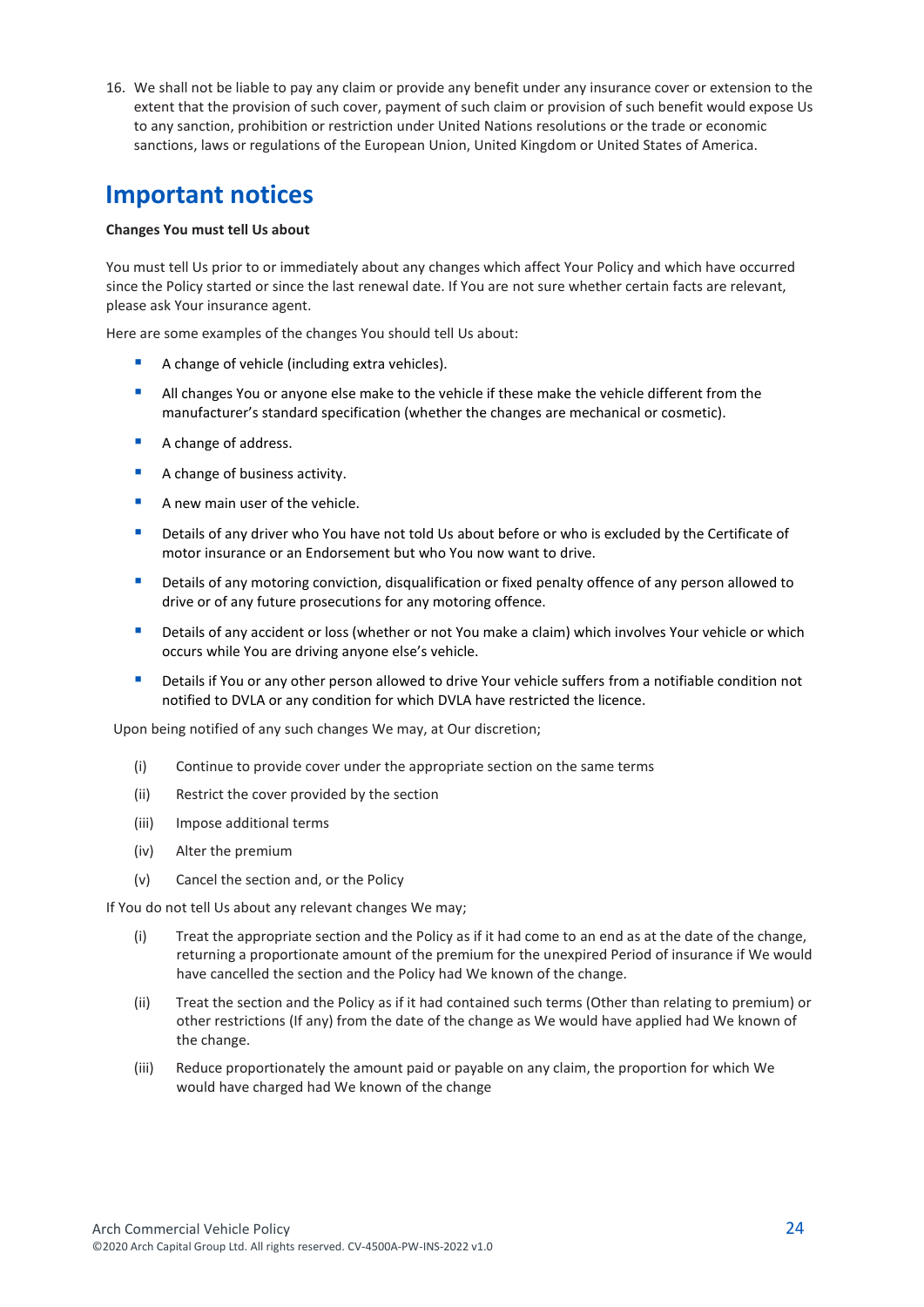16. We shall not be liable to pay any claim or provide any benefit under any insurance cover or extension to the extent that the provision of such cover, payment of such claim or provision of such benefit would expose Us to any sanction, prohibition or restriction under United Nations resolutions or the trade or economic sanctions, laws or regulations of the European Union, United Kingdom or United States of America.

# Important notices

**Changes You must tell Us about**

You must tell Us prior to or immediately about any changes which affect Your Policy and which have occurred since the Policy started or since the last renewal date. If You are not sure whether certain facts are relevant, please ask Your insurance agent.

Here are some examples of the changes You should tell Us about:

- A change of vehicle (including extra vehicles).
- All changes You or anyone else make to the vehicle if these make the vehicle different from the manufacturer's standard specification (whether the changes are mechanical or cosmetic).
- A change of address.
- A change of business activity.
- A new main user of the vehicle.
- Details of any driver who You have not told Us about before or who is excluded by the Certificate of motor insurance or an Endorsement but who You now want to drive.
- Details of any motoring conviction, disqualification or fixed penalty offence of any person allowed to drive or of any future prosecutions for any motoring offence.
- Details of any accident or loss (whether or not You make a claim) which involves Your vehicle or which occurs while You are driving anyone else's vehicle.
- Details if You or any other person allowed to drive Your vehicle suffers from a notifiable condition not notified to DVLA or any condition for which DVLA have restricted the licence.

Upon being notified of any such changes We may, at Our discretion;

(i) Continue to provide cover under the appropriate section on the same terms

(ii) Restrict the cover provided by the section

(iii) Impose additional terms

(iv) Alter the premium

(v) Cancel the section and, or the Policy

If You do not tell Us about any relevant changes We may;

(i) Treat the appropriate section and the Policy as if it had come to an end as at the date of the change, returning a proportionate amount of the premium for the unexpired Period of insurance if We would have cancelled the section and the Policy had We known of the change.

(ii) Treat the section and the Policy as if it had contained such terms (Other than relating to premium) or other restrictions (If any) from the date of the change as We would have applied had We known of the change.

(iii) Reduce proportionately the amount paid or payable on any claim, the proportion for which We would have charged had We known of the change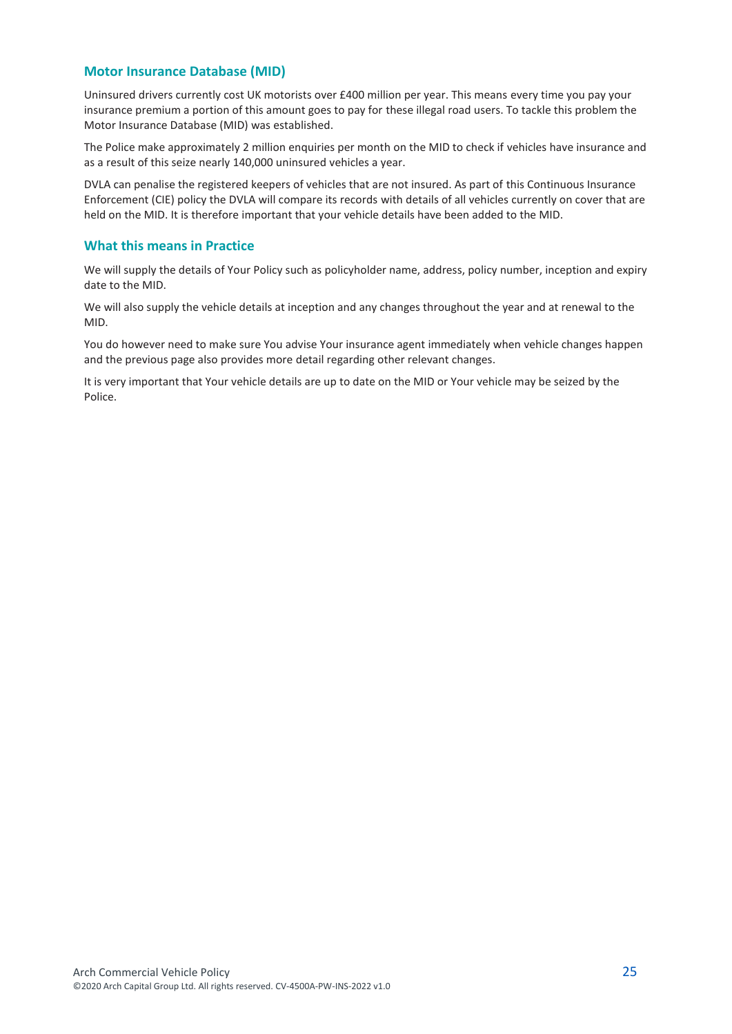## Motor Insurance Database (MID)

Uninsured drivers currently cost UK motorists over £400 million per year. This means every time you pay your insurance premium a portion of this amount goes to pay for these illegal road users. To tackle this problem the Motor Insurance Database (MID) was established.

The Police make approximately 2 million enquiries per month on the MID to check if vehicles have insurance and as a result of this seize nearly 140,000 uninsured vehicles a year.

DVLA can penalise the registered keepers of vehicles that are not insured. As part of this Continuous Insurance Enforcement (CIE) policy the DVLA will compare its records with details of all vehicles currently on cover that are held on the MID. It is therefore important that your vehicle details have been added to the MID.

## What this means in Practice

We will supply the details of Your Policy such as policyholder name, address, policy number, inception and expiry date to the MID.

We will also supply the vehicle details at inception and any changes throughout the year and at renewal to the MID.

You do however need to make sure You advise Your insurance agent immediately when vehicle changes happen and the previous page also provides more detail regarding other relevant changes.

It is very important that Your vehicle details are up to date on the MID or Your vehicle may be seized by the Police.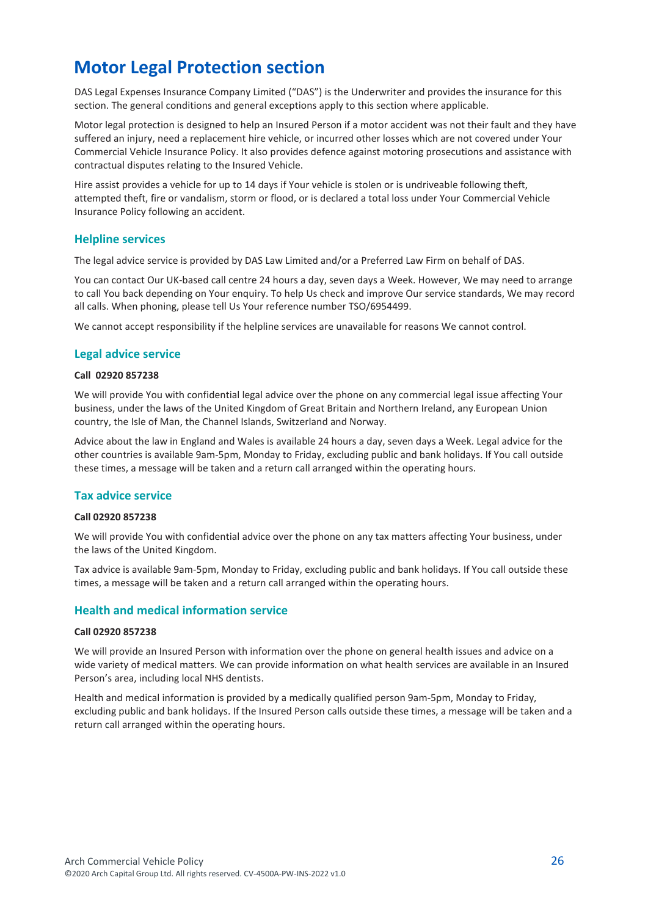# Motor Legal Protection section

DAS Legal Expenses Insurance Company Limited ("DAS") is the Underwriter and provides the insurance for this section. The general conditions and general exceptions apply to this section where applicable.

Motor legal protection is designed to help an Insured Person if a motor accident was not their fault and they have suffered an injury, need a replacement hire vehicle, or incurred other losses which are not covered under Your Commercial Vehicle Insurance Policy. It also provides defence against motoring prosecutions and assistance with contractual disputes relating to the Insured Vehicle.

Hire assist provides a vehicle for up to 14 days if Your vehicle is stolen or is undriveable following theft, attempted theft, fire or vandalism, storm or flood, or is declared a total loss under Your Commercial Vehicle Insurance Policy following an accident.

## Helpline services

The legal advice service is provided by DAS Law Limited and/or a Preferred Law Firm on behalf of DAS.

You can contact Our UK-based call centre 24 hours a day, seven days a Week. However, We may need to arrange to call You back depending on Your enquiry. To help Us check and improve Our service standards, We may record all calls. When phoning, please tell Us Your reference number TSO/6954499.

We cannot accept responsibility if the helpline services are unavailable for reasons We cannot control.

## Legal advice service

**Call 02920 857238**

We will provide You with confidential legal advice over the phone on any commercial legal issue affecting Your business, under the laws of the United Kingdom of Great Britain and Northern Ireland, any European Union country, the Isle of Man, the Channel Islands, Switzerland and Norway.

Advice about the law in England and Wales is available 24 hours a day, seven days a Week. Legal advice for the other countries is available 9am-5pm, Monday to Friday, excluding public and bank holidays. If You call outside these times, a message will be taken and a return call arranged within the operating hours.

## Tax advice service

**Call 02920 857238**

We will provide You with confidential advice over the phone on any tax matters affecting Your business, under the laws of the United Kingdom.

Tax advice is available 9am-5pm, Monday to Friday, excluding public and bank holidays. If You call outside these times, a message will be taken and a return call arranged within the operating hours.

## Health and medical information service

**Call 02920 857238**

We will provide an Insured Person with information over the phone on general health issues and advice on a wide variety of medical matters. We can provide information on what health services are available in an Insured Person's area, including local NHS dentists.

Health and medical information is provided by a medically qualified person 9am-5pm, Monday to Friday, excluding public and bank holidays. If the Insured Person calls outside these times, a message will be taken and a return call arranged within the operating hours.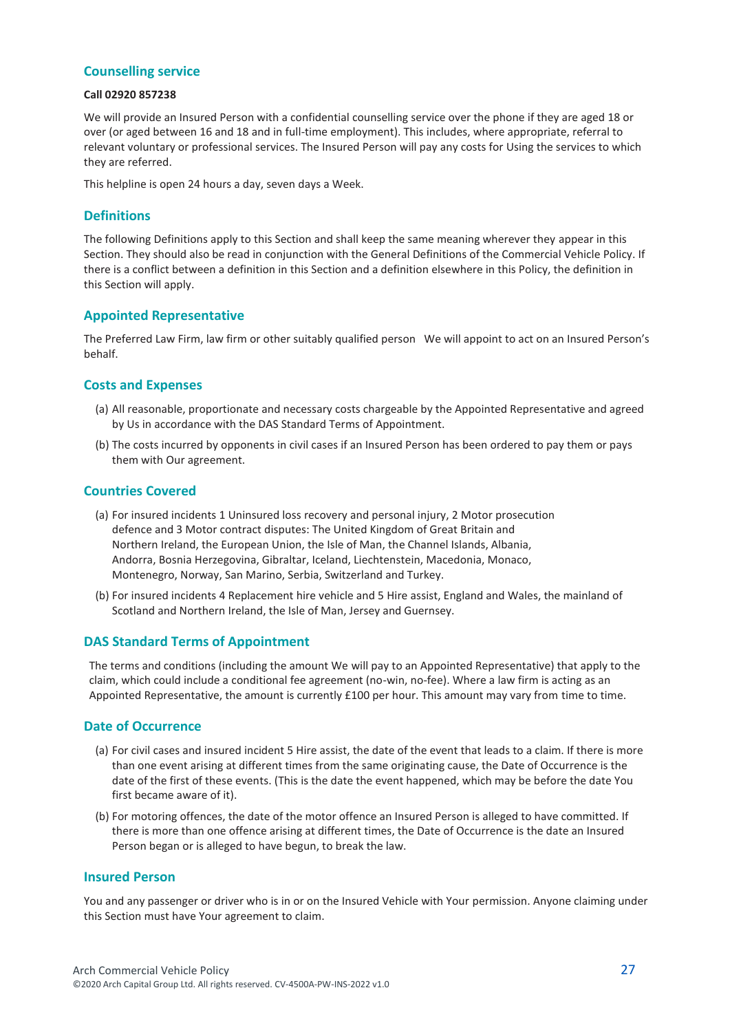## Counselling service

**Call 02920 857238**

We will provide an Insured Person with a confidential counselling service over the phone if they are aged 18 or over (or aged between 16 and 18 and in full-time employment). This includes, where appropriate, referral to relevant voluntary or professional services. The Insured Person will pay any costs for Using the services to which they are referred.

This helpline is open 24 hours a day, seven days a Week.

## Definitions

The following Definitions apply to this Section and shall keep the same meaning wherever they appear in this Section. They should also be read in conjunction with the General Definitions of the Commercial Vehicle Policy. If there is a conflict between a definition in this Section and a definition elsewhere in this Policy, the definition in this Section will apply.

## Appointed Representative

The Preferred Law Firm, law firm or other suitably qualified person We will appoint to act on an Insured Person's behalf.

## Costs and Expenses

(a) All reasonable, proportionate and necessary costs chargeable by the Appointed Representative and agreed by Us in accordance with the DAS Standard Terms of Appointment.

(b) The costs incurred by opponents in civil cases if an Insured Person has been ordered to pay them or pays them with Our agreement.

## Countries Covered

(a) For insured incidents 1 Uninsured loss recovery and personal injury, 2 Motor prosecution defence and 3 Motor contract disputes: The United Kingdom of Great Britain and Northern Ireland, the European Union, the Isle of Man, the Channel Islands, Albania, Andorra, Bosnia Herzegovina, Gibraltar, Iceland, Liechtenstein, Macedonia, Monaco, Montenegro, Norway, San Marino, Serbia, Switzerland and Turkey.

(b) For insured incidents 4 Replacement hire vehicle and 5 Hire assist, England and Wales, the mainland of Scotland and Northern Ireland, the Isle of Man, Jersey and Guernsey.

## DAS Standard Terms of Appointment

The terms and conditions (including the amount We will pay to an Appointed Representative) that apply to the claim, which could include a conditional fee agreement (no-win, no-fee). Where a law firm is acting as an Appointed Representative, the amount is currently £100 per hour. This amount may vary from time to time.

## Date of Occurrence

(a) For civil cases and insured incident 5 Hire assist, the date of the event that leads to a claim. If there is more than one event arising at different times from the same originating cause, the Date of Occurrence is the date of the first of these events. (This is the date the event happened, which may be before the date You first became aware of it).

(b) For motoring offences, the date of the motor offence an Insured Person is alleged to have committed. If there is more than one offence arising at different times, the Date of Occurrence is the date an Insured Person began or is alleged to have begun, to break the law.

## Insured Person

You and any passenger or driver who is in or on the Insured Vehicle with Your permission. Anyone claiming under this Section must have Your agreement to claim.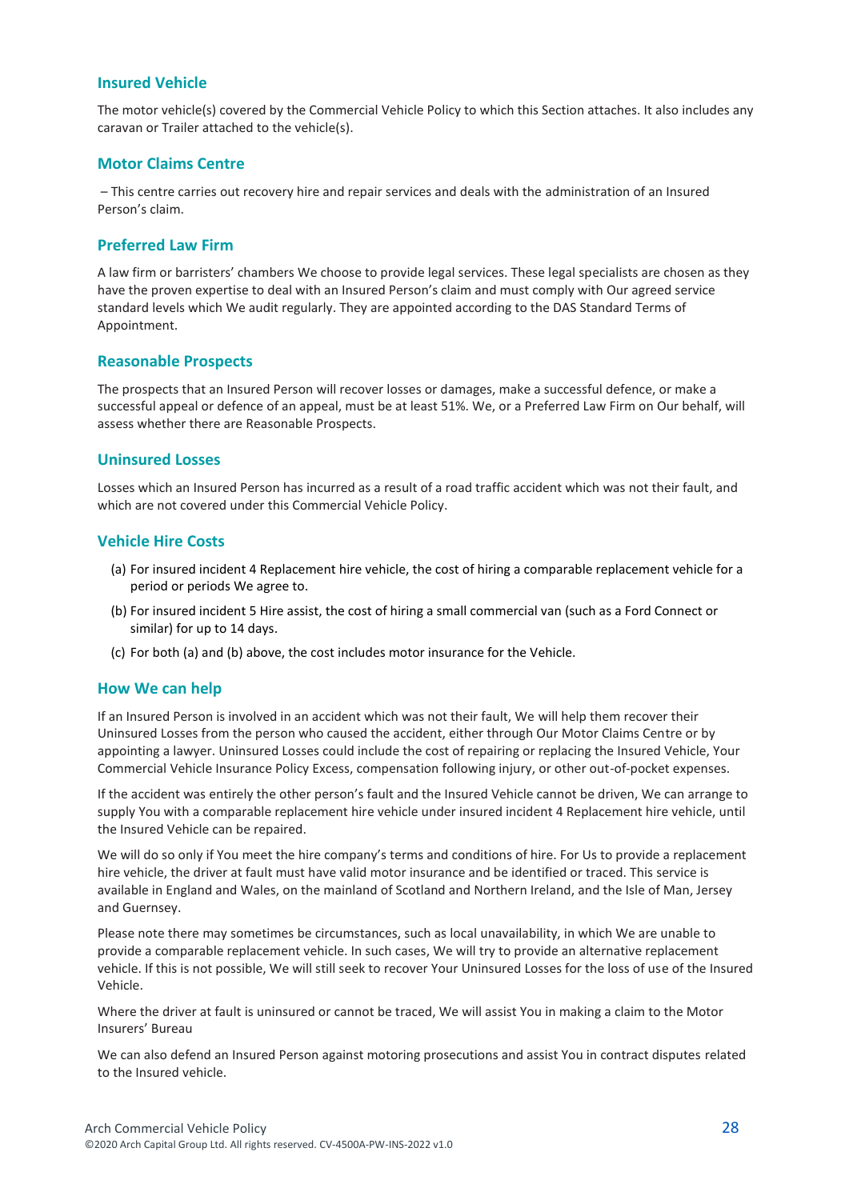### Insured Vehicle

The motor vehicle(s) covered by the Commercial Vehicle Policy to which this Section attaches. It also includes any caravan or Trailer attached to the vehicle(s).

### Motor Claims Centre

– This centre carries out recovery hire and repair services and deals with the administration of an Insured Person's claim.

### Preferred Law Firm

A law firm or barristers' chambers We choose to provide legal services. These legal specialists are chosen as they have the proven expertise to deal with an Insured Person's claim and must comply with Our agreed service standard levels which We audit regularly. They are appointed according to the DAS Standard Terms of Appointment.

### Reasonable Prospects

The prospects that an Insured Person will recover losses or damages, make a successful defence, or make a successful appeal or defence of an appeal, must be at least 51%. We, or a Preferred Law Firm on Our behalf, will assess whether there are Reasonable Prospects.

### Uninsured Losses

Losses which an Insured Person has incurred as a result of a road traffic accident which was not their fault, and which are not covered under this Commercial Vehicle Policy.

### Vehicle Hire Costs

(a) For insured incident 4 Replacement hire vehicle, the cost of hiring a comparable replacement vehicle for a period or periods We agree to.

(b) For insured incident 5 Hire assist, the cost of hiring a small commercial van (such as a Ford Connect or similar) for up to 14 days.

(c) For both (a) and (b) above, the cost includes motor insurance for the Vehicle.

### How We can help

If an Insured Person is involved in an accident which was not their fault, We will help them recover their Uninsured Losses from the person who caused the accident, either through Our Motor Claims Centre or by appointing a lawyer. Uninsured Losses could include the cost of repairing or replacing the Insured Vehicle, Your Commercial Vehicle Insurance Policy Excess, compensation following injury, or other out-of-pocket expenses.

If the accident was entirely the other person's fault and the Insured Vehicle cannot be driven, We can arrange to supply You with a comparable replacement hire vehicle under insured incident 4 Replacement hire vehicle, until the Insured Vehicle can be repaired.

We will do so only if You meet the hire company's terms and conditions of hire. For Us to provide a replacement hire vehicle, the driver at fault must have valid motor insurance and be identified or traced. This service is available in England and Wales, on the mainland of Scotland and Northern Ireland, and the Isle of Man, Jersey and Guernsey.

Please note there may sometimes be circumstances, such as local unavailability, in which We are unable to provide a comparable replacement vehicle. In such cases, We will try to provide an alternative replacement vehicle. If this is not possible, We will still seek to recover Your Uninsured Losses for the loss of use of the Insured Vehicle.

Where the driver at fault is uninsured or cannot be traced, We will assist You in making a claim to the Motor Insurers' Bureau

We can also defend an Insured Person against motoring prosecutions and assist You in contract disputes related to the Insured vehicle.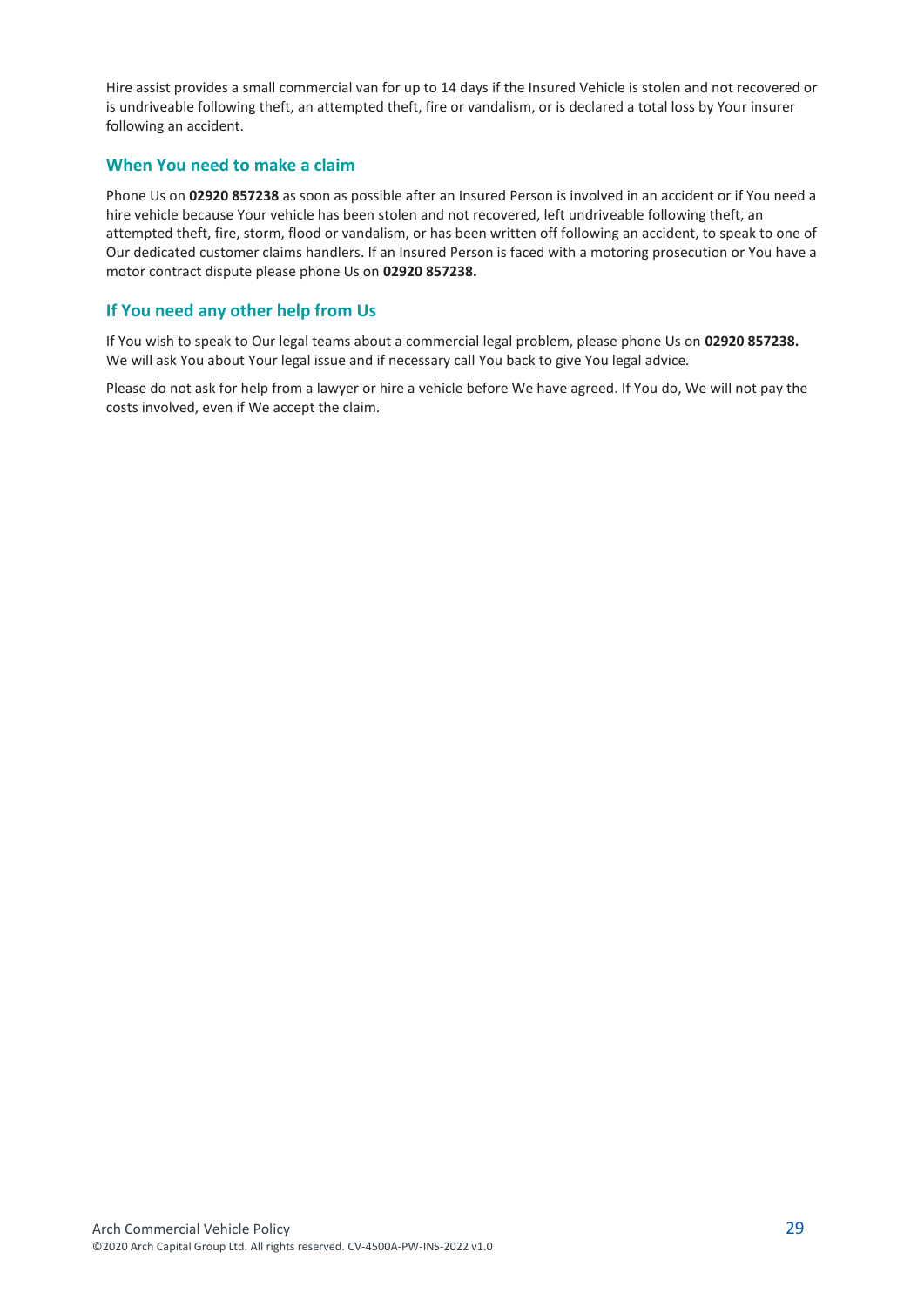Hire assist provides a small commercial van for up to 14 days if the Insured Vehicle is stolen and not recovered or is undriveable following theft, an attempted theft, fire or vandalism, or is declared a total loss by Your insurer following an accident.

## When You need to make a claim

Phone Us on **02920 857238** as soon as possible after an Insured Person is involved in an accident or if You need a hire vehicle because Your vehicle has been stolen and not recovered, left undriveable following theft, an attempted theft, fire, storm, flood or vandalism, or has been written off following an accident, to speak to one of Our dedicated customer claims handlers. If an Insured Person is faced with a motoring prosecution or You have a motor contract dispute please phone Us on **02920 857238.**

## If You need any other help from Us

If You wish to speak to Our legal teams about a commercial legal problem, please phone Us on **02920 857238.** We will ask You about Your legal issue and if necessary call You back to give You legal advice.

Please do not ask for help from a lawyer or hire a vehicle before We have agreed. If You do, We will not pay the costs involved, even if We accept the claim.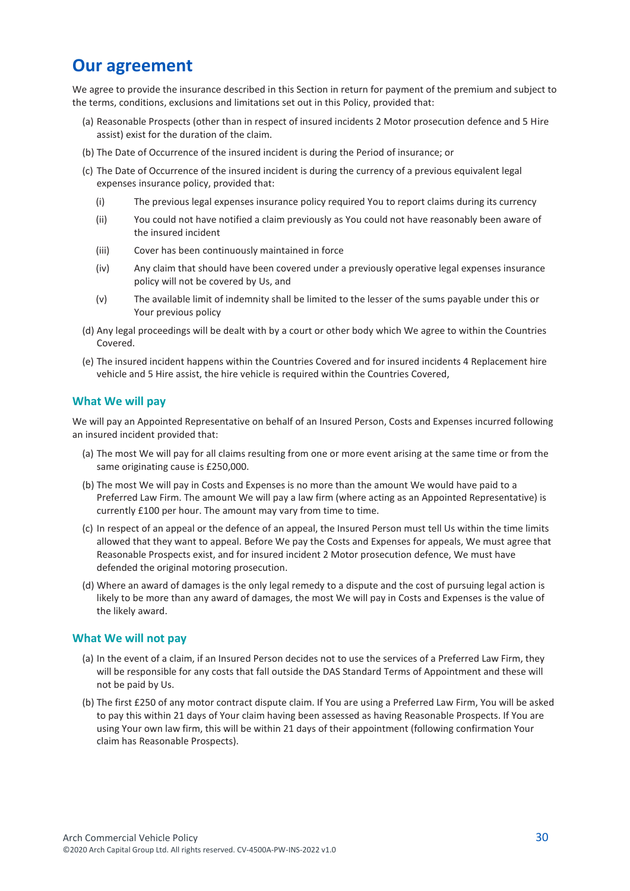# Our agreement

We agree to provide the insurance described in this Section in return for payment of the premium and subject to the terms, conditions, exclusions and limitations set out in this Policy, provided that:

(a) Reasonable Prospects (other than in respect of insured incidents 2 Motor prosecution defence and 5 Hire assist) exist for the duration of the claim.

(b) The Date of Occurrence of the insured incident is during the Period of insurance; or

(c) The Date of Occurrence of the insured incident is during the currency of a previous equivalent legal expenses insurance policy, provided that:

   (i) The previous legal expenses insurance policy required You to report claims during its currency

   (ii) You could not have notified a claim previously as You could not have reasonably been aware of the insured incident

   (iii) Cover has been continuously maintained in force

   (iv) Any claim that should have been covered under a previously operative legal expenses insurance policy will not be covered by Us, and

   (v) The available limit of indemnity shall be limited to the lesser of the sums payable under this or Your previous policy

(d) Any legal proceedings will be dealt with by a court or other body which We agree to within the Countries Covered.

(e) The insured incident happens within the Countries Covered and for insured incidents 4 Replacement hire vehicle and 5 Hire assist, the hire vehicle is required within the Countries Covered,

## What We will pay

We will pay an Appointed Representative on behalf of an Insured Person, Costs and Expenses incurred following an insured incident provided that:

(a) The most We will pay for all claims resulting from one or more event arising at the same time or from the same originating cause is £250,000.

(b) The most We will pay in Costs and Expenses is no more than the amount We would have paid to a Preferred Law Firm. The amount We will pay a law firm (where acting as an Appointed Representative) is currently £100 per hour. The amount may vary from time to time.

(c) In respect of an appeal or the defence of an appeal, the Insured Person must tell Us within the time limits allowed that they want to appeal. Before We pay the Costs and Expenses for appeals, We must agree that Reasonable Prospects exist, and for insured incident 2 Motor prosecution defence, We must have defended the original motoring prosecution.

(d) Where an award of damages is the only legal remedy to a dispute and the cost of pursuing legal action is likely to be more than any award of damages, the most We will pay in Costs and Expenses is the value of the likely award.

## What We will not pay

(a) In the event of a claim, if an Insured Person decides not to use the services of a Preferred Law Firm, they will be responsible for any costs that fall outside the DAS Standard Terms of Appointment and these will not be paid by Us.

(b) The first £250 of any motor contract dispute claim. If You are using a Preferred Law Firm, You will be asked to pay this within 21 days of Your claim having been assessed as having Reasonable Prospects. If You are using Your own law firm, this will be within 21 days of their appointment (following confirmation Your claim has Reasonable Prospects).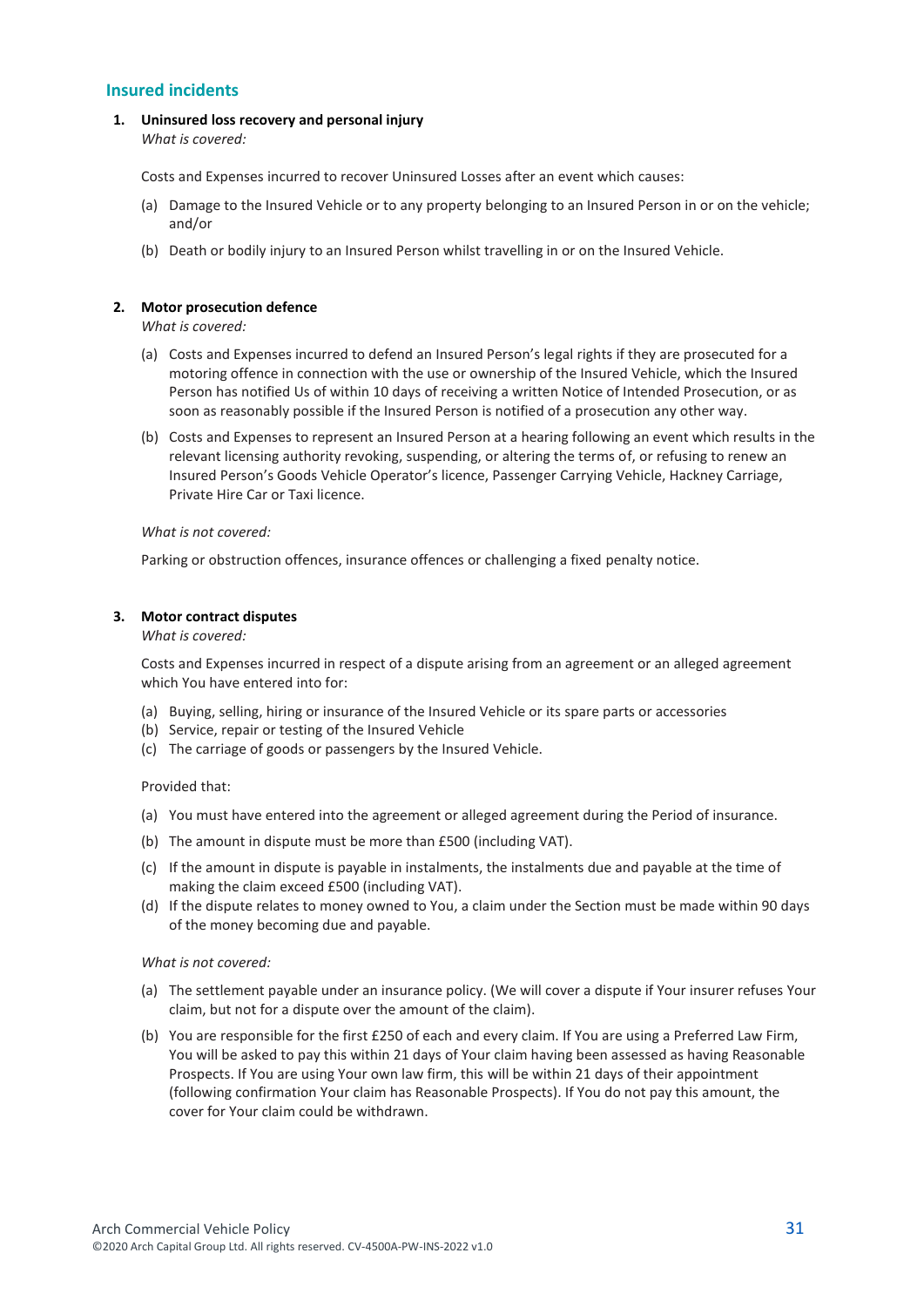## Insured incidents

**1. Uninsured loss recovery and personal injury**

*What is covered:*

Costs and Expenses incurred to recover Uninsured Losses after an event which causes:

(a) Damage to the Insured Vehicle or to any property belonging to an Insured Person in or on the vehicle; and/or

(b) Death or bodily injury to an Insured Person whilst travelling in or on the Insured Vehicle.

**2. Motor prosecution defence**

*What is covered:*

(a) Costs and Expenses incurred to defend an Insured Person's legal rights if they are prosecuted for a motoring offence in connection with the use or ownership of the Insured Vehicle, which the Insured Person has notified Us of within 10 days of receiving a written Notice of Intended Prosecution, or as soon as reasonably possible if the Insured Person is notified of a prosecution any other way.

(b) Costs and Expenses to represent an Insured Person at a hearing following an event which results in the relevant licensing authority revoking, suspending, or altering the terms of, or refusing to renew an Insured Person's Goods Vehicle Operator's licence, Passenger Carrying Vehicle, Hackney Carriage, Private Hire Car or Taxi licence.

*What is not covered:*

Parking or obstruction offences, insurance offences or challenging a fixed penalty notice.

**3. Motor contract disputes**

*What is covered:*

Costs and Expenses incurred in respect of a dispute arising from an agreement or an alleged agreement which You have entered into for:

(a) Buying, selling, hiring or insurance of the Insured Vehicle or its spare parts or accessories
(b) Service, repair or testing of the Insured Vehicle
(c) The carriage of goods or passengers by the Insured Vehicle.

Provided that:

(a) You must have entered into the agreement or alleged agreement during the Period of insurance.

(b) The amount in dispute must be more than £500 (including VAT).

(c) If the amount in dispute is payable in instalments, the instalments due and payable at the time of making the claim exceed £500 (including VAT).

(d) If the dispute relates to money owned to You, a claim under the Section must be made within 90 days of the money becoming due and payable.

*What is not covered:*

(a) The settlement payable under an insurance policy. (We will cover a dispute if Your insurer refuses Your claim, but not for a dispute over the amount of the claim).

(b) You are responsible for the first £250 of each and every claim. If You are using a Preferred Law Firm, You will be asked to pay this within 21 days of Your claim having been assessed as having Reasonable Prospects. If You are using Your own law firm, this will be within 21 days of their appointment (following confirmation Your claim has Reasonable Prospects). If You do not pay this amount, the cover for Your claim could be withdrawn.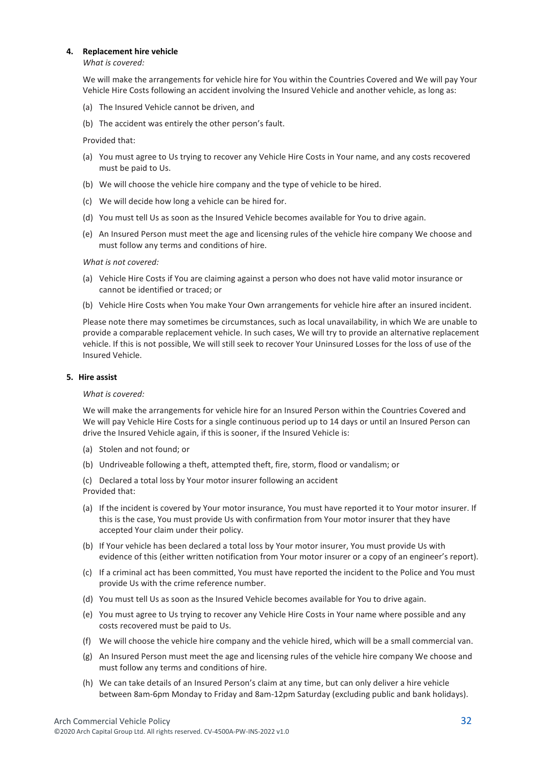**4. Replacement hire vehicle**

*What is covered:*

We will make the arrangements for vehicle hire for You within the Countries Covered and We will pay Your Vehicle Hire Costs following an accident involving the Insured Vehicle and another vehicle, as long as:

(a) The Insured Vehicle cannot be driven, and

(b) The accident was entirely the other person's fault.

Provided that:

(a) You must agree to Us trying to recover any Vehicle Hire Costs in Your name, and any costs recovered must be paid to Us.

(b) We will choose the vehicle hire company and the type of vehicle to be hired.

(c) We will decide how long a vehicle can be hired for.

(d) You must tell Us as soon as the Insured Vehicle becomes available for You to drive again.

(e) An Insured Person must meet the age and licensing rules of the vehicle hire company We choose and must follow any terms and conditions of hire.

*What is not covered:*

(a) Vehicle Hire Costs if You are claiming against a person who does not have valid motor insurance or cannot be identified or traced; or

(b) Vehicle Hire Costs when You make Your Own arrangements for vehicle hire after an insured incident.

Please note there may sometimes be circumstances, such as local unavailability, in which We are unable to provide a comparable replacement vehicle. In such cases, We will try to provide an alternative replacement vehicle. If this is not possible, We will still seek to recover Your Uninsured Losses for the loss of use of the Insured Vehicle.

**5. Hire assist**

*What is covered:*

We will make the arrangements for vehicle hire for an Insured Person within the Countries Covered and We will pay Vehicle Hire Costs for a single continuous period up to 14 days or until an Insured Person can drive the Insured Vehicle again, if this is sooner, if the Insured Vehicle is:

(a) Stolen and not found; or

(b) Undriveable following a theft, attempted theft, fire, storm, flood or vandalism; or

(c) Declared a total loss by Your motor insurer following an accident

Provided that:

(a) If the incident is covered by Your motor insurance, You must have reported it to Your motor insurer. If this is the case, You must provide Us with confirmation from Your motor insurer that they have accepted Your claim under their policy.

(b) If Your vehicle has been declared a total loss by Your motor insurer, You must provide Us with evidence of this (either written notification from Your motor insurer or a copy of an engineer's report).

(c) If a criminal act has been committed, You must have reported the incident to the Police and You must provide Us with the crime reference number.

(d) You must tell Us as soon as the Insured Vehicle becomes available for You to drive again.

(e) You must agree to Us trying to recover any Vehicle Hire Costs in Your name where possible and any costs recovered must be paid to Us.

(f) We will choose the vehicle hire company and the vehicle hired, which will be a small commercial van.

(g) An Insured Person must meet the age and licensing rules of the vehicle hire company We choose and must follow any terms and conditions of hire.

(h) We can take details of an Insured Person's claim at any time, but can only deliver a hire vehicle between 8am-6pm Monday to Friday and 8am-12pm Saturday (excluding public and bank holidays).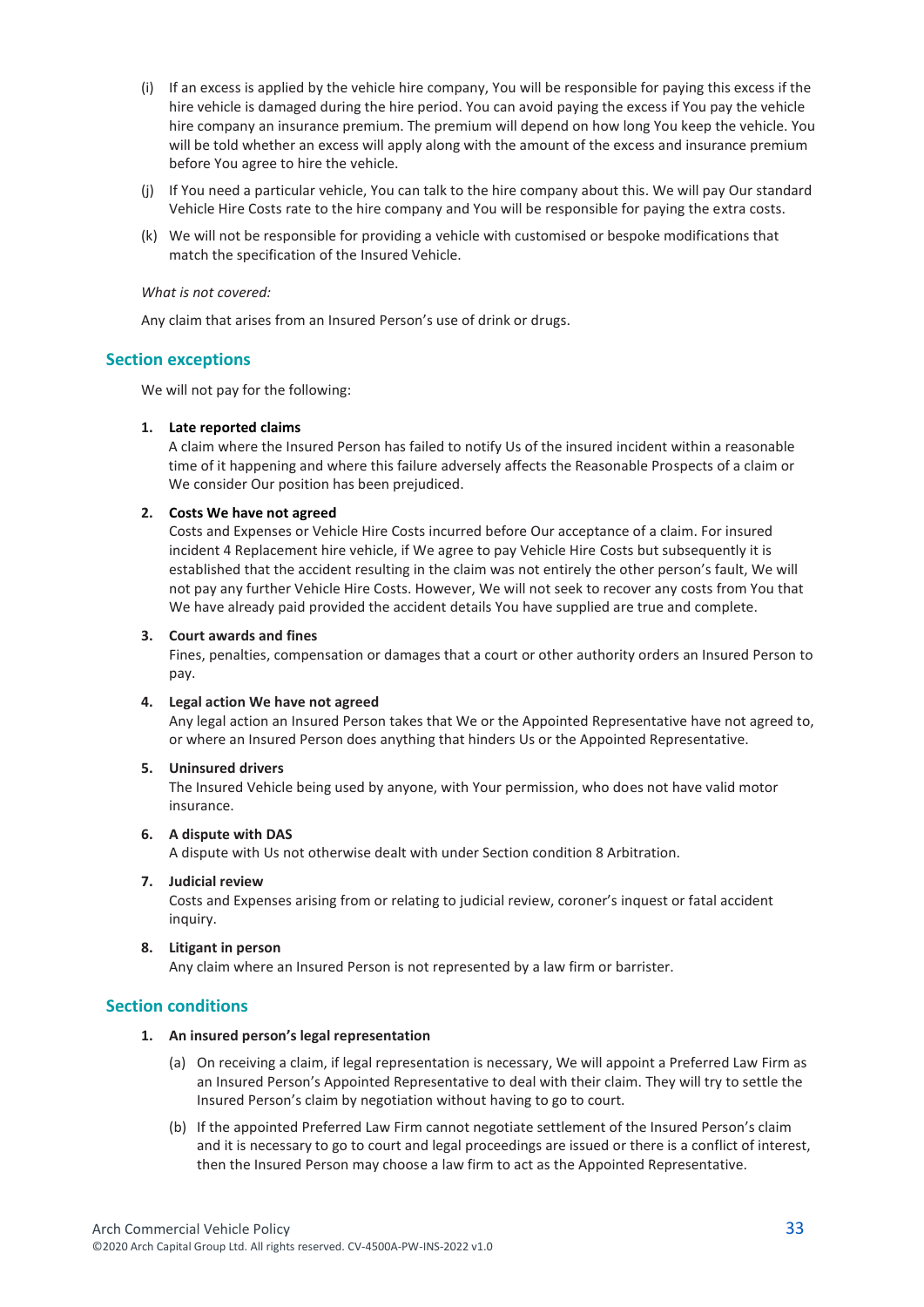(i) If an excess is applied by the vehicle hire company, You will be responsible for paying this excess if the hire vehicle is damaged during the hire period. You can avoid paying the excess if You pay the vehicle hire company an insurance premium. The premium will depend on how long You keep the vehicle. You will be told whether an excess will apply along with the amount of the excess and insurance premium before You agree to hire the vehicle.

(j) If You need a particular vehicle, You can talk to the hire company about this. We will pay Our standard Vehicle Hire Costs rate to the hire company and You will be responsible for paying the extra costs.

(k) We will not be responsible for providing a vehicle with customised or bespoke modifications that match the specification of the Insured Vehicle.

*What is not covered:*

Any claim that arises from an Insured Person's use of drink or drugs.

## Section exceptions

We will not pay for the following:

1. **Late reported claims**
   A claim where the Insured Person has failed to notify Us of the insured incident within a reasonable time of it happening and where this failure adversely affects the Reasonable Prospects of a claim or We consider Our position has been prejudiced.

2. **Costs We have not agreed**
   Costs and Expenses or Vehicle Hire Costs incurred before Our acceptance of a claim. For insured incident 4 Replacement hire vehicle, if We agree to pay Vehicle Hire Costs but subsequently it is established that the accident resulting in the claim was not entirely the other person's fault, We will not pay any further Vehicle Hire Costs. However, We will not seek to recover any costs from You that We have already paid provided the accident details You have supplied are true and complete.

3. **Court awards and fines**
   Fines, penalties, compensation or damages that a court or other authority orders an Insured Person to pay.

4. **Legal action We have not agreed**
   Any legal action an Insured Person takes that We or the Appointed Representative have not agreed to, or where an Insured Person does anything that hinders Us or the Appointed Representative.

5. **Uninsured drivers**
   The Insured Vehicle being used by anyone, with Your permission, who does not have valid motor insurance.

6. **A dispute with DAS**
   A dispute with Us not otherwise dealt with under Section condition 8 Arbitration.

7. **Judicial review**
   Costs and Expenses arising from or relating to judicial review, coroner's inquest or fatal accident inquiry.

8. **Litigant in person**
   Any claim where an Insured Person is not represented by a law firm or barrister.

## Section conditions

1. **An insured person's legal representation**

   (a) On receiving a claim, if legal representation is necessary, We will appoint a Preferred Law Firm as an Insured Person's Appointed Representative to deal with their claim. They will try to settle the Insured Person's claim by negotiation without having to go to court.

   (b) If the appointed Preferred Law Firm cannot negotiate settlement of the Insured Person's claim and it is necessary to go to court and legal proceedings are issued or there is a conflict of interest, then the Insured Person may choose a law firm to act as the Appointed Representative.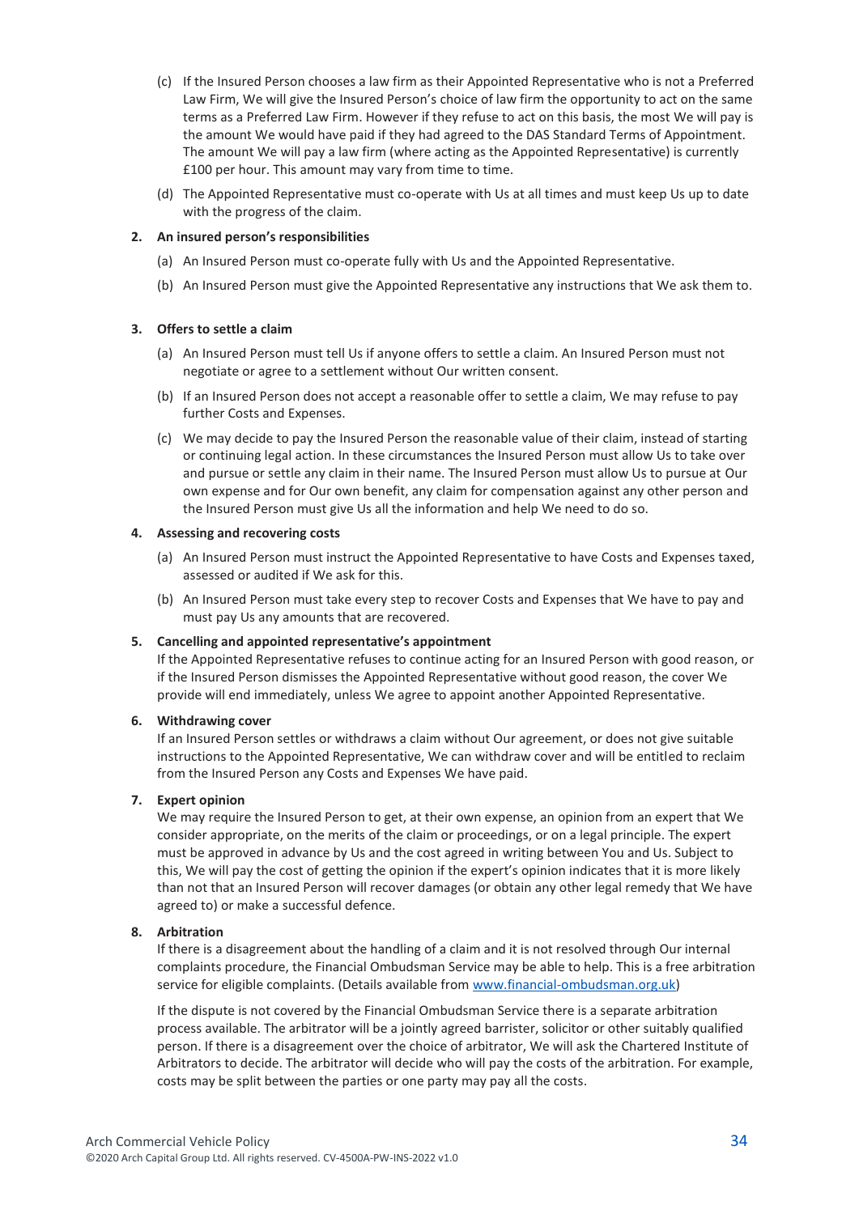(c) If the Insured Person chooses a law firm as their Appointed Representative who is not a Preferred Law Firm, We will give the Insured Person's choice of law firm the opportunity to act on the same terms as a Preferred Law Firm. However if they refuse to act on this basis, the most We will pay is the amount We would have paid if they had agreed to the DAS Standard Terms of Appointment. The amount We will pay a law firm (where acting as the Appointed Representative) is currently £100 per hour. This amount may vary from time to time.

(d) The Appointed Representative must co-operate with Us at all times and must keep Us up to date with the progress of the claim.

**2. An insured person's responsibilities**

(a) An Insured Person must co-operate fully with Us and the Appointed Representative.

(b) An Insured Person must give the Appointed Representative any instructions that We ask them to.

**3. Offers to settle a claim**

(a) An Insured Person must tell Us if anyone offers to settle a claim. An Insured Person must not negotiate or agree to a settlement without Our written consent.

(b) If an Insured Person does not accept a reasonable offer to settle a claim, We may refuse to pay further Costs and Expenses.

(c) We may decide to pay the Insured Person the reasonable value of their claim, instead of starting or continuing legal action. In these circumstances the Insured Person must allow Us to take over and pursue or settle any claim in their name. The Insured Person must allow Us to pursue at Our own expense and for Our own benefit, any claim for compensation against any other person and the Insured Person must give Us all the information and help We need to do so.

**4. Assessing and recovering costs**

(a) An Insured Person must instruct the Appointed Representative to have Costs and Expenses taxed, assessed or audited if We ask for this.

(b) An Insured Person must take every step to recover Costs and Expenses that We have to pay and must pay Us any amounts that are recovered.

**5. Cancelling and appointed representative's appointment**

If the Appointed Representative refuses to continue acting for an Insured Person with good reason, or if the Insured Person dismisses the Appointed Representative without good reason, the cover We provide will end immediately, unless We agree to appoint another Appointed Representative.

**6. Withdrawing cover**

If an Insured Person settles or withdraws a claim without Our agreement, or does not give suitable instructions to the Appointed Representative, We can withdraw cover and will be entitled to reclaim from the Insured Person any Costs and Expenses We have paid.

**7. Expert opinion**

We may require the Insured Person to get, at their own expense, an opinion from an expert that We consider appropriate, on the merits of the claim or proceedings, or on a legal principle. The expert must be approved in advance by Us and the cost agreed in writing between You and Us. Subject to this, We will pay the cost of getting the opinion if the expert's opinion indicates that it is more likely than not that an Insured Person will recover damages (or obtain any other legal remedy that We have agreed to) or make a successful defence.

**8. Arbitration**

If there is a disagreement about the handling of a claim and it is not resolved through Our internal complaints procedure, the Financial Ombudsman Service may be able to help. This is a free arbitration service for eligible complaints. (Details available from www.financial-ombudsman.org.uk)

If the dispute is not covered by the Financial Ombudsman Service there is a separate arbitration process available. The arbitrator will be a jointly agreed barrister, solicitor or other suitably qualified person. If there is a disagreement over the choice of arbitrator, We will ask the Chartered Institute of Arbitrators to decide. The arbitrator will decide who will pay the costs of the arbitration. For example, costs may be split between the parties or one party may pay all the costs.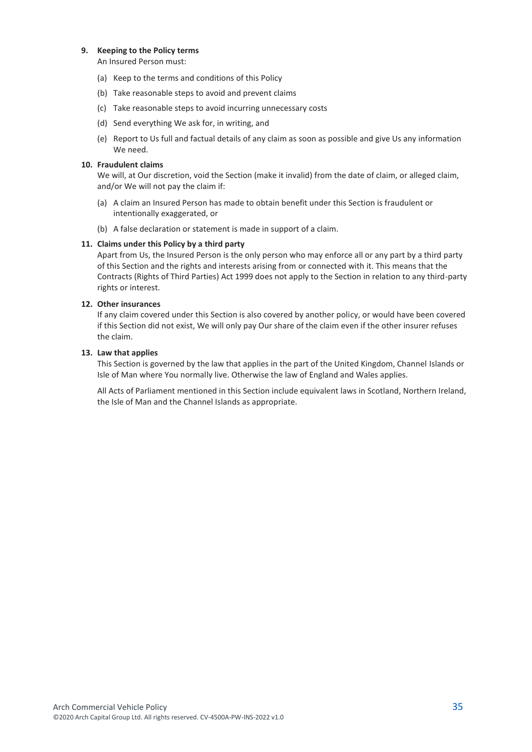**9. Keeping to the Policy terms**

An Insured Person must:

(a) Keep to the terms and conditions of this Policy

(b) Take reasonable steps to avoid and prevent claims

(c) Take reasonable steps to avoid incurring unnecessary costs

(d) Send everything We ask for, in writing, and

(e) Report to Us full and factual details of any claim as soon as possible and give Us any information We need.

**10. Fraudulent claims**

We will, at Our discretion, void the Section (make it invalid) from the date of claim, or alleged claim, and/or We will not pay the claim if:

(a) A claim an Insured Person has made to obtain benefit under this Section is fraudulent or intentionally exaggerated, or

(b) A false declaration or statement is made in support of a claim.

**11. Claims under this Policy by a third party**

Apart from Us, the Insured Person is the only person who may enforce all or any part by a third party of this Section and the rights and interests arising from or connected with it. This means that the Contracts (Rights of Third Parties) Act 1999 does not apply to the Section in relation to any third-party rights or interest.

**12. Other insurances**

If any claim covered under this Section is also covered by another policy, or would have been covered if this Section did not exist, We will only pay Our share of the claim even if the other insurer refuses the claim.

**13. Law that applies**

This Section is governed by the law that applies in the part of the United Kingdom, Channel Islands or Isle of Man where You normally live. Otherwise the law of England and Wales applies.

All Acts of Parliament mentioned in this Section include equivalent laws in Scotland, Northern Ireland, the Isle of Man and the Channel Islands as appropriate.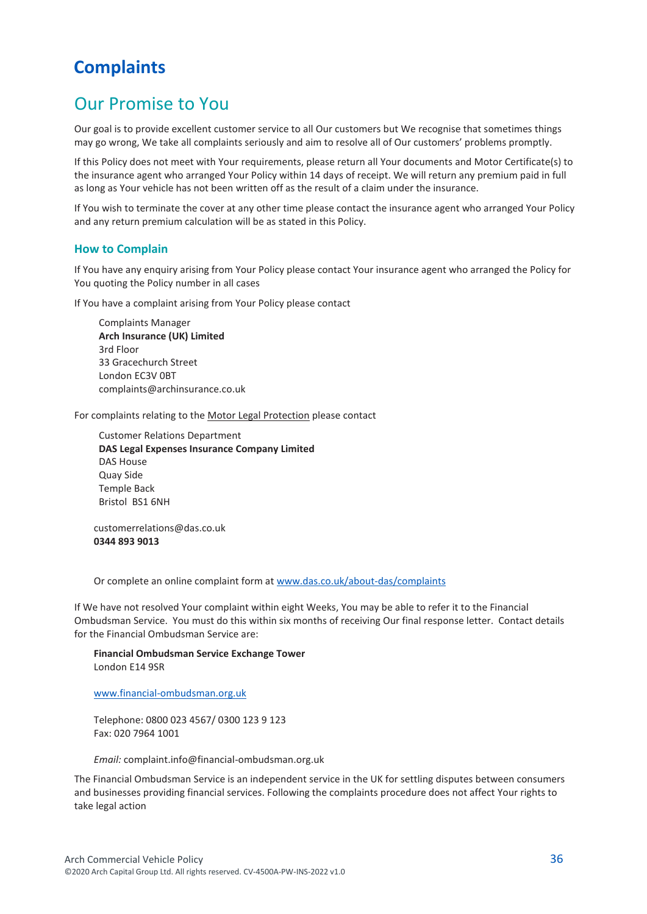# Complaints

## Our Promise to You

Our goal is to provide excellent customer service to all Our customers but We recognise that sometimes things may go wrong, We take all complaints seriously and aim to resolve all of Our customers' problems promptly.

If this Policy does not meet with Your requirements, please return all Your documents and Motor Certificate(s) to the insurance agent who arranged Your Policy within 14 days of receipt. We will return any premium paid in full as long as Your vehicle has not been written off as the result of a claim under the insurance.

If You wish to terminate the cover at any other time please contact the insurance agent who arranged Your Policy and any return premium calculation will be as stated in this Policy.

### How to Complain

If You have any enquiry arising from Your Policy please contact Your insurance agent who arranged the Policy for You quoting the Policy number in all cases

If You have a complaint arising from Your Policy please contact

Complaints Manager
**Arch Insurance (UK) Limited**
3rd Floor
33 Gracechurch Street
London EC3V 0BT
complaints@archinsurance.co.uk

For complaints relating to the Motor Legal Protection please contact

Customer Relations Department
**DAS Legal Expenses Insurance Company Limited**
DAS House
Quay Side
Temple Back
Bristol BS1 6NH

customerrelations@das.co.uk
**0344 893 9013**

Or complete an online complaint form at www.das.co.uk/about-das/complaints

If We have not resolved Your complaint within eight Weeks, You may be able to refer it to the Financial Ombudsman Service. You must do this within six months of receiving Our final response letter. Contact details for the Financial Ombudsman Service are:

**Financial Ombudsman Service Exchange Tower**
London E14 9SR

www.financial-ombudsman.org.uk

Telephone: 0800 023 4567/ 0300 123 9 123
Fax: 020 7964 1001

*Email:* complaint.info@financial-ombudsman.org.uk

The Financial Ombudsman Service is an independent service in the UK for settling disputes between consumers and businesses providing financial services. Following the complaints procedure does not affect Your rights to take legal action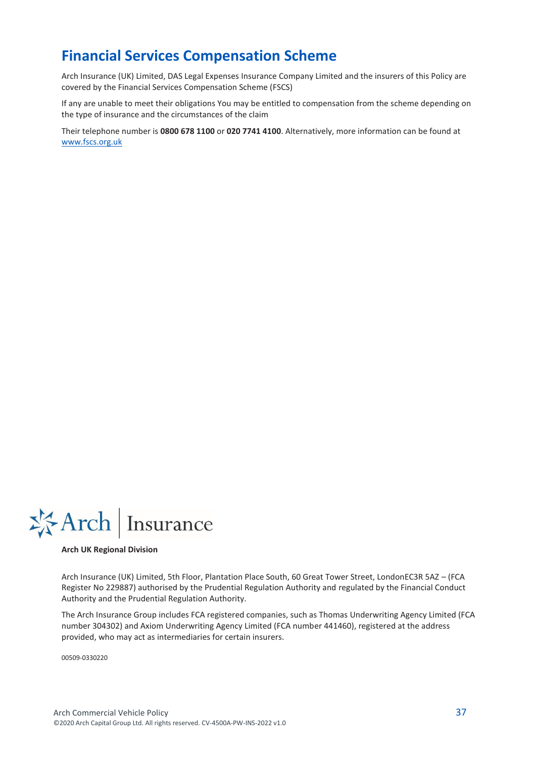# Financial Services Compensation Scheme

Arch Insurance (UK) Limited, DAS Legal Expenses Insurance Company Limited and the insurers of this Policy are covered by the Financial Services Compensation Scheme (FSCS)

If any are unable to meet their obligations You may be entitled to compensation from the scheme depending on the type of insurance and the circumstances of the claim

Their telephone number is **0800 678 1100** or **020 7741 4100**. Alternatively, more information can be found at www.fscs.org.uk

Arch | Insurance

**Arch UK Regional Division**

Arch Insurance (UK) Limited, 5th Floor, Plantation Place South, 60 Great Tower Street, LondonEC3R 5AZ – (FCA Register No 229887) authorised by the Prudential Regulation Authority and regulated by the Financial Conduct Authority and the Prudential Regulation Authority.

The Arch Insurance Group includes FCA registered companies, such as Thomas Underwriting Agency Limited (FCA number 304302) and Axiom Underwriting Agency Limited (FCA number 441460), registered at the address provided, who may act as intermediaries for certain insurers.

00509-0330220